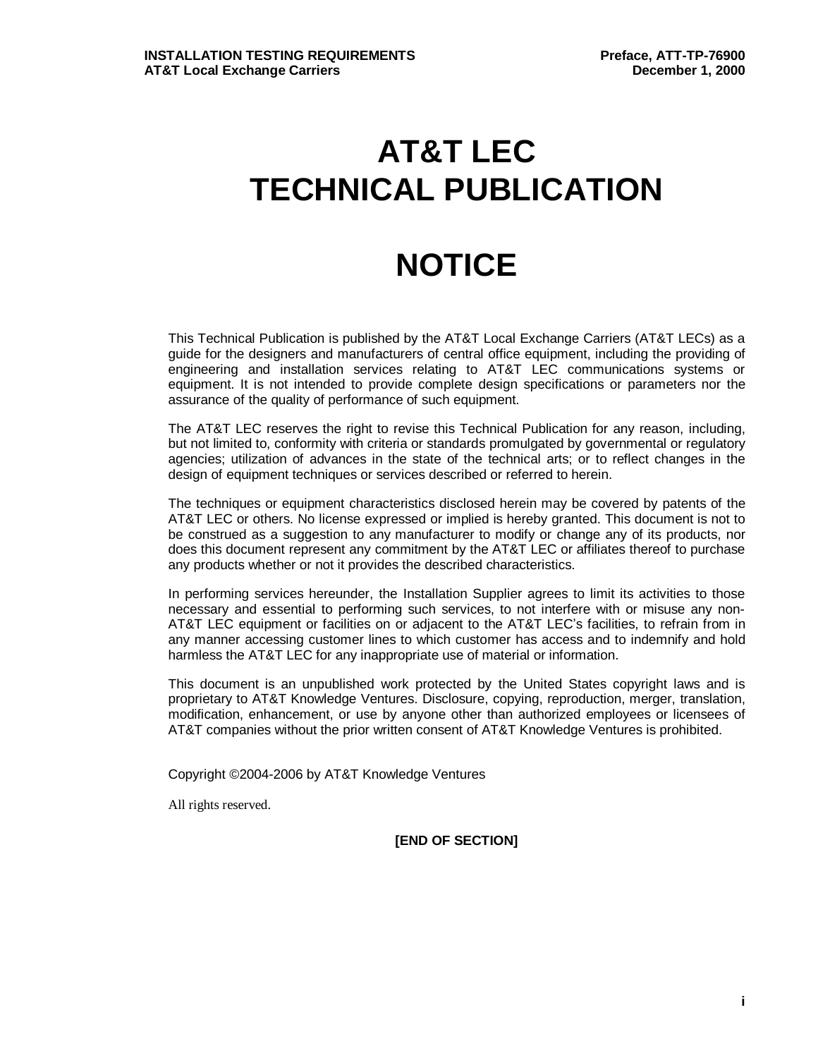# AT&T LEC TECHNICAL PUBLICATION

# NOTICE

This Technical Publication is published by the AT&T Local Exchange Carriers (AT&T LECs) as a guide for the designers and manufacturers of central office equipment, including the providing of engineering and installation services relating to AT&T LEC communications systems or equipment. It is not intended to provide complete design specifications or parameters nor the assurance of the quality of performance of such equipment.

The AT&T LEC reserves the right to revise this Technical Publication for any reason, including, but not limited to, conformity with criteria or standards promulgated by governmental or regulatory agencies; utilization of advances in the state of the technical arts; or to reflect changes in the design of equipment techniques or services described or referred to herein.

The techniques or equipment characteristics disclosed herein may be covered by patents of the AT&T LEC or others. No license expressed or implied is hereby granted. This document is not to be construed as a suggestion to any manufacturer to modify or change any of its products, nor does this document represent any commitment by the AT&T LEC or affiliates thereof to purchase any products whether or not it provides the described characteristics.

In performing services hereunder, the Installation Supplier agrees to limit its activities to those necessary and essential to performing such services, to not interfere with or misuse any non-AT&T LEC equipment or facilities on or adjacent to the AT&T LEC's facilities, to refrain from in any manner accessing customer lines to which customer has access and to indemnify and hold harmless the AT&T LEC for any inappropriate use of material or information.

This document is an unpublished work protected by the United States copyright laws and is proprietary to AT&T Knowledge Ventures. Disclosure, copying, reproduction, merger, translation, modification, enhancement, or use by anyone other than authorized employees or licensees of AT&T companies without the prior written consent of AT&T Knowledge Ventures is prohibited.

Copyright ©2004-2006 by AT&T Knowledge Ventures

All rights reserved.

**[END OF SECTION]**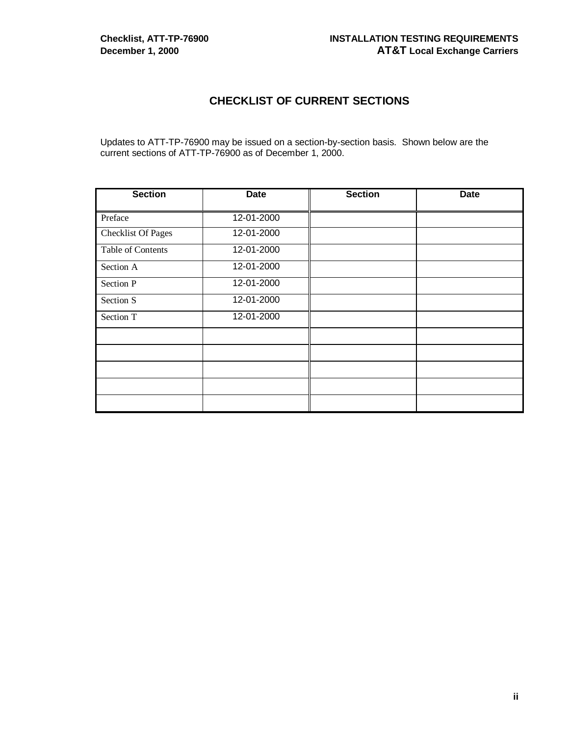# CHECKLIST OF CURRENT SECTIONS

Updates to ATT-TP-76900 may be issued on a section-by-section basis. Shown below are the current sections of ATT-TP-76900 as of December 1, 2000.

| Section | Date | Section | Date |
|---|---|---|---|
| Preface | 12-01-2000 | | |
| Checklist Of Pages | 12-01-2000 | | |
| Table of Contents | 12-01-2000 | | |
| Section A | 12-01-2000 | | |
| Section P | 12-01-2000 | | |
| Section S | 12-01-2000 | | |
| Section T | 12-01-2000 | | |
| | | | |
| | | | |
| | | | |
| | | | |
| | | | |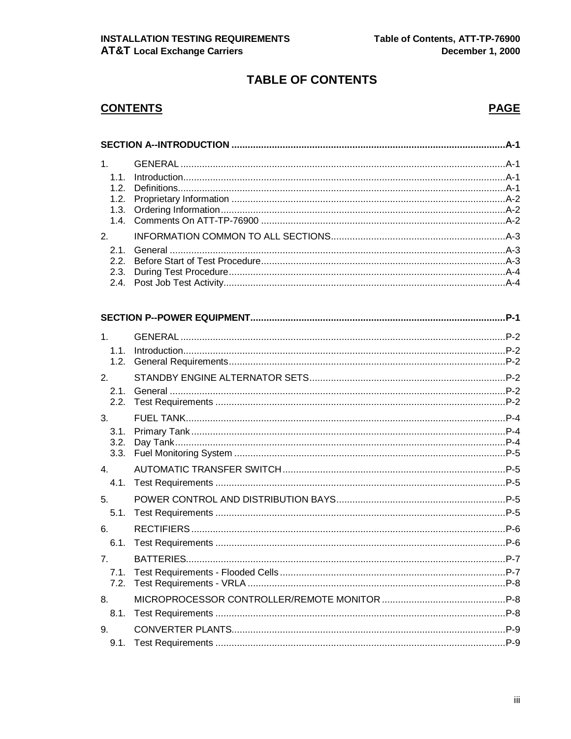# TABLE OF CONTENTS

| **CONTENTS** | | **PAGE** |
|---|---|---|
| **SECTION A--INTRODUCTION** | | **A-1** |
| 1. | GENERAL | A-1 |
| 1.1. | Introduction | A-1 |
| 1.2. | Definitions | A-1 |
| 1.2. | Proprietary Information | A-2 |
| 1.3. | Ordering Information | A-2 |
| 1.4. | Comments On ATT-TP-76900 | A-2 |
| 2. | INFORMATION COMMON TO ALL SECTIONS | A-3 |
| 2.1. | General | A-3 |
| 2.2. | Before Start of Test Procedure | A-3 |
| 2.3. | During Test Procedure | A-4 |
| 2.4. | Post Job Test Activity | A-4 |
| **SECTION P--POWER EQUIPMENT** | | **P-1** |
| 1. | GENERAL | P-2 |
| 1.1. | Introduction | P-2 |
| 1.2. | General Requirements | P-2 |
| 2. | STANDBY ENGINE ALTERNATOR SETS | P-2 |
| 2.1. | General | P-2 |
| 2.2. | Test Requirements | P-2 |
| 3. | FUEL TANK | P-4 |
| 3.1. | Primary Tank | P-4 |
| 3.2. | Day Tank | P-4 |
| 3.3. | Fuel Monitoring System | P-5 |
| 4. | AUTOMATIC TRANSFER SWITCH | P-5 |
| 4.1. | Test Requirements | P-5 |
| 5. | POWER CONTROL AND DISTRIBUTION BAYS | P-5 |
| 5.1. | Test Requirements | P-5 |
| 6. | RECTIFIERS | P-6 |
| 6.1. | Test Requirements | P-6 |
| 7. | BATTERIES | P-7 |
| 7.1. | Test Requirements - Flooded Cells | P-7 |
| 7.2. | Test Requirements - VRLA | P-8 |
| 8. | MICROPROCESSOR CONTROLLER/REMOTE MONITOR | P-8 |
| 8.1. | Test Requirements | P-8 |
| 9. | CONVERTER PLANTS | P-9 |
| 9.1. | Test Requirements | P-9 |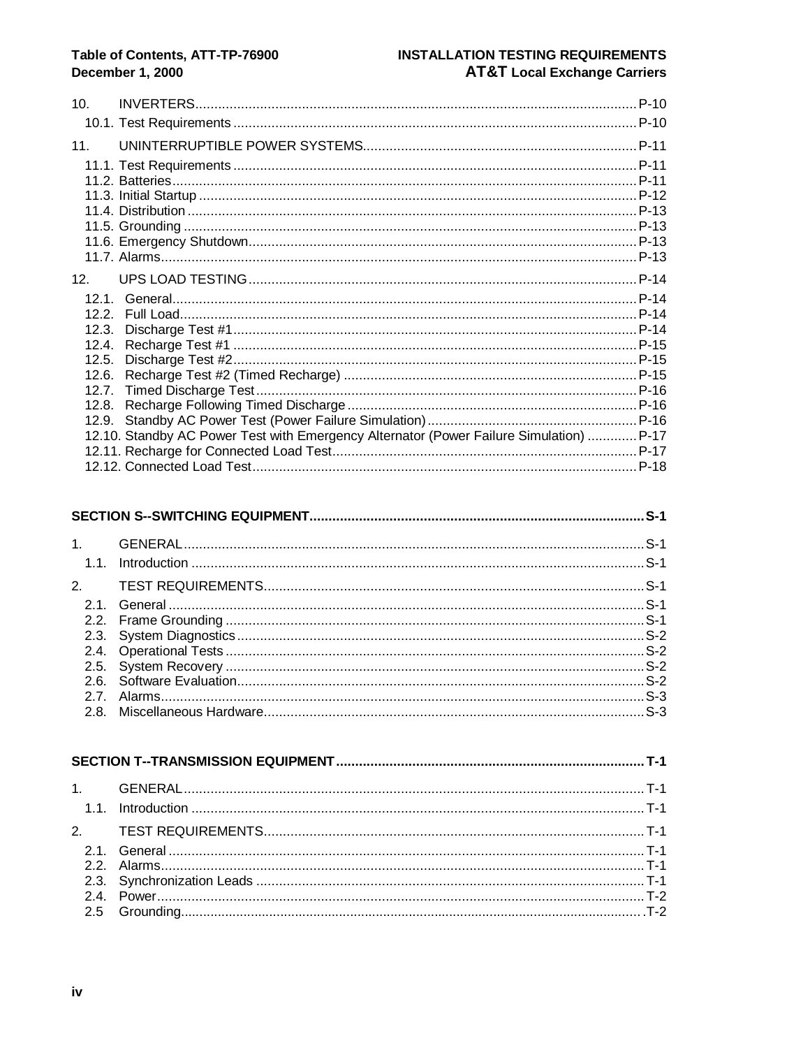10. INVERTERS ..... P-10

- 10.1. Test Requirements ..... P-10

11. UNINTERRUPTIBLE POWER SYSTEMS ..... P-11

- 11.1. Test Requirements ..... P-11
- 11.2. Batteries ..... P-11
- 11.3. Initial Startup ..... P-12
- 11.4. Distribution ..... P-13
- 11.5. Grounding ..... P-13
- 11.6. Emergency Shutdown ..... P-13
- 11.7. Alarms ..... P-13

12. UPS LOAD TESTING ..... P-14

- 12.1. General ..... P-14
- 12.2. Full Load ..... P-14
- 12.3. Discharge Test #1 ..... P-14
- 12.4. Recharge Test #1 ..... P-15
- 12.5. Discharge Test #2 ..... P-15
- 12.6. Recharge Test #2 (Timed Recharge) ..... P-15
- 12.7. Timed Discharge Test ..... P-16
- 12.8. Recharge Following Timed Discharge ..... P-16
- 12.9. Standby AC Power Test (Power Failure Simulation) ..... P-16
- 12.10. Standby AC Power Test with Emergency Alternator (Power Failure Simulation) ..... P-17
- 12.11. Recharge for Connected Load Test ..... P-17
- 12.12. Connected Load Test ..... P-18

**SECTION S--SWITCHING EQUIPMENT ..... S-1**

1. GENERAL ..... S-1

- 1.1. Introduction ..... S-1

2. TEST REQUIREMENTS ..... S-1

- 2.1. General ..... S-1
- 2.2. Frame Grounding ..... S-1
- 2.3. System Diagnostics ..... S-2
- 2.4. Operational Tests ..... S-2
- 2.5. System Recovery ..... S-2
- 2.6. Software Evaluation ..... S-2
- 2.7. Alarms ..... S-3
- 2.8. Miscellaneous Hardware ..... S-3

**SECTION T--TRANSMISSION EQUIPMENT ..... T-1**

1. GENERAL ..... T-1

- 1.1. Introduction ..... T-1

2. TEST REQUIREMENTS ..... T-1

- 2.1. General ..... T-1
- 2.2. Alarms ..... T-1
- 2.3. Synchronization Leads ..... T-1
- 2.4. Power ..... T-2
- 2.5 Grounding ..... T-2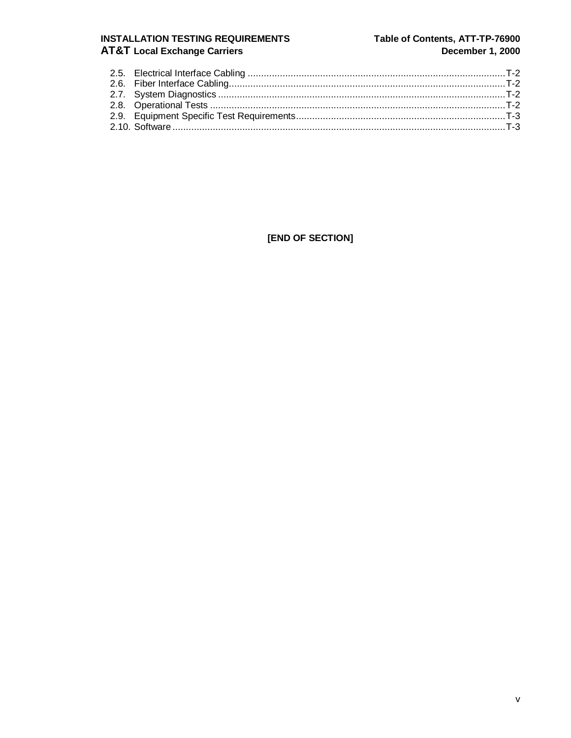2.5. Electrical Interface Cabling ................................................................................................T-2
2.6. Fiber Interface Cabling.......................................................................................................T-2
2.7. System Diagnostics ...........................................................................................................T-2
2.8. Operational Tests ..............................................................................................................T-2
2.9. Equipment Specific Test Requirements..............................................................................T-3
2.10. Software ............................................................................................................................T-3

**[END OF SECTION]**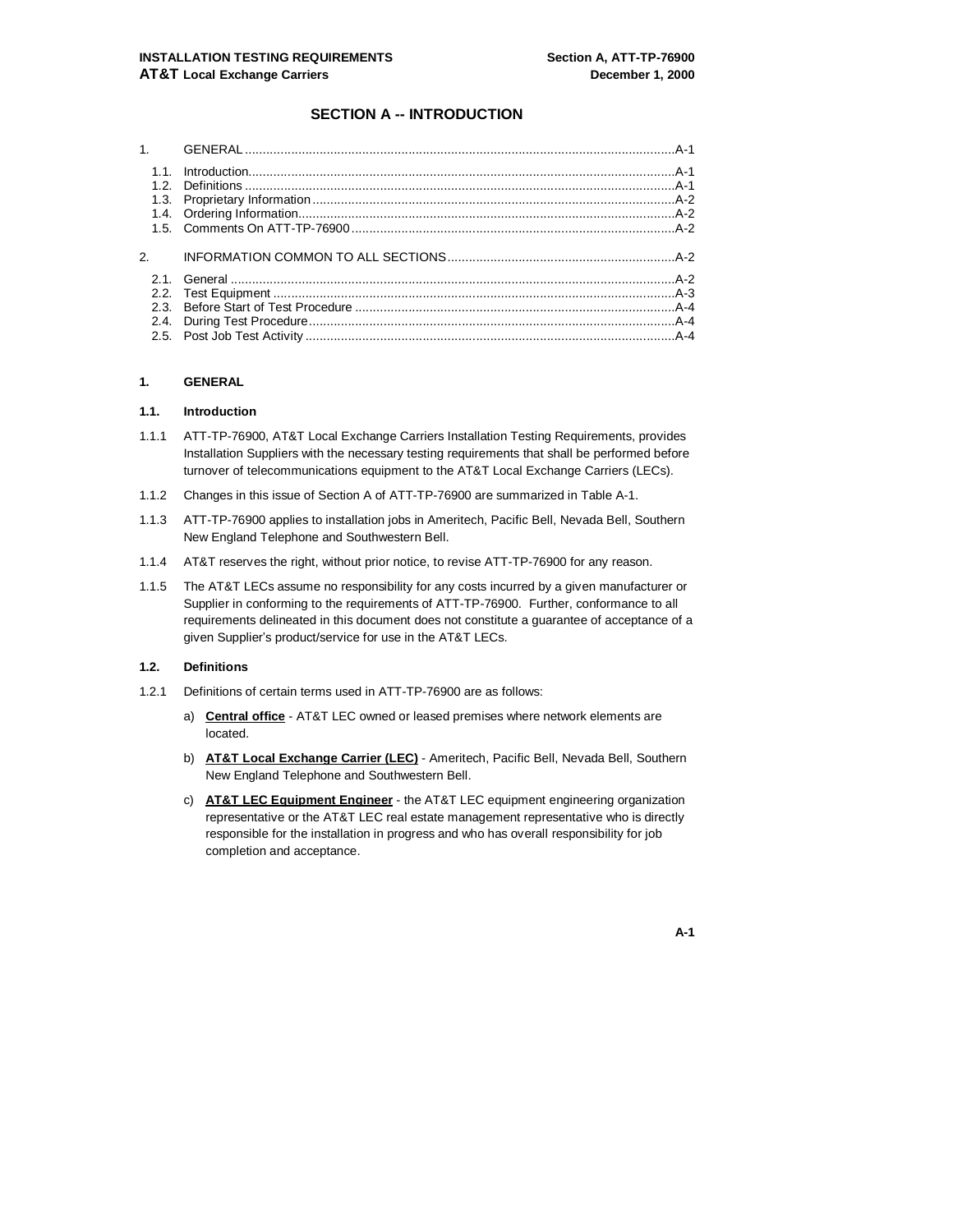# SECTION A -- INTRODUCTION

| | | |
|---|---|---|
| 1. | GENERAL | A-1 |
| 1.1. | Introduction | A-1 |
| 1.2. | Definitions | A-1 |
| 1.3. | Proprietary Information | A-2 |
| 1.4. | Ordering Information | A-2 |
| 1.5. | Comments On ATT-TP-76900 | A-2 |
| 2. | INFORMATION COMMON TO ALL SECTIONS | A-2 |
| 2.1. | General | A-2 |
| 2.2. | Test Equipment | A-3 |
| 2.3. | Before Start of Test Procedure | A-4 |
| 2.4. | During Test Procedure | A-4 |
| 2.5. | Post Job Test Activity | A-4 |

## 1. GENERAL

### 1.1. Introduction

1.1.1 ATT-TP-76900, AT&T Local Exchange Carriers Installation Testing Requirements, provides Installation Suppliers with the necessary testing requirements that shall be performed before turnover of telecommunications equipment to the AT&T Local Exchange Carriers (LECs).

1.1.2 Changes in this issue of Section A of ATT-TP-76900 are summarized in Table A-1.

1.1.3 ATT-TP-76900 applies to installation jobs in Ameritech, Pacific Bell, Nevada Bell, Southern New England Telephone and Southwestern Bell.

1.1.4 AT&T reserves the right, without prior notice, to revise ATT-TP-76900 for any reason.

1.1.5 The AT&T LECs assume no responsibility for any costs incurred by a given manufacturer or Supplier in conforming to the requirements of ATT-TP-76900. Further, conformance to all requirements delineated in this document does not constitute a guarantee of acceptance of a given Supplier's product/service for use in the AT&T LECs.

### 1.2. Definitions

1.2.1 Definitions of certain terms used in ATT-TP-76900 are as follows:

a) **Central office** - AT&T LEC owned or leased premises where network elements are located.

b) **AT&T Local Exchange Carrier (LEC)** - Ameritech, Pacific Bell, Nevada Bell, Southern New England Telephone and Southwestern Bell.

c) **AT&T LEC Equipment Engineer** - the AT&T LEC equipment engineering organization representative or the AT&T LEC real estate management representative who is directly responsible for the installation in progress and who has overall responsibility for job completion and acceptance.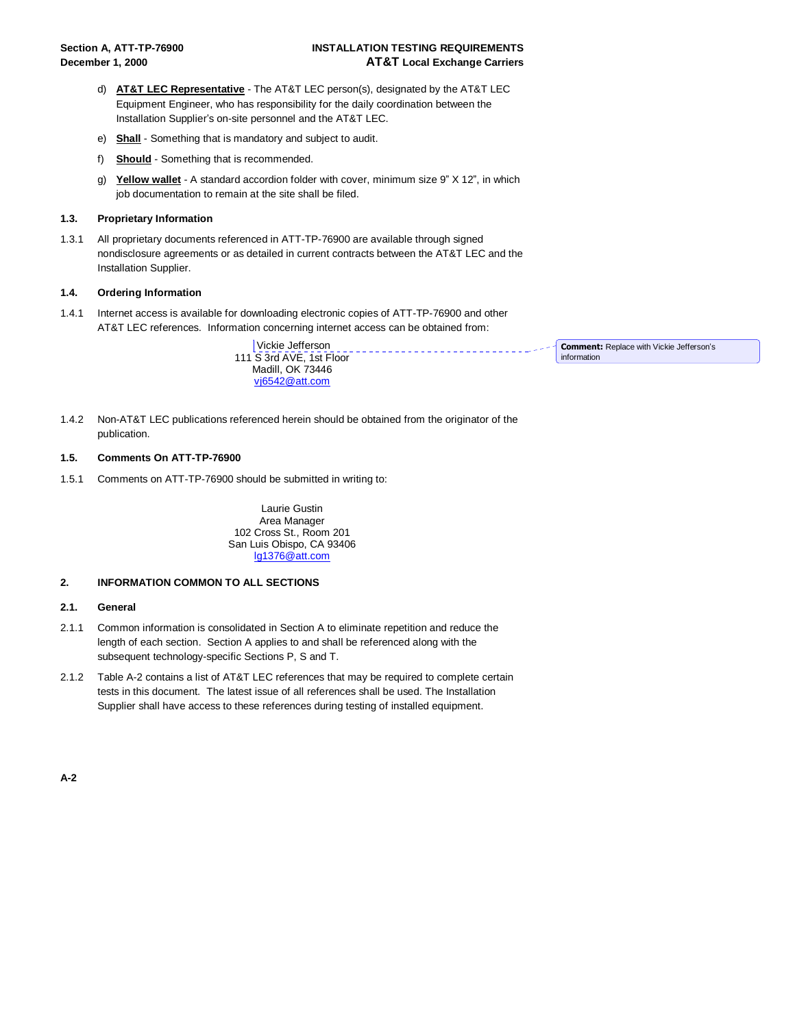d) **AT&T LEC Representative** - The AT&T LEC person(s), designated by the AT&T LEC Equipment Engineer, who has responsibility for the daily coordination between the Installation Supplier's on-site personnel and the AT&T LEC.

e) **Shall** - Something that is mandatory and subject to audit.

f) **Should** - Something that is recommended.

g) **Yellow wallet** - A standard accordion folder with cover, minimum size 9" X 12", in which job documentation to remain at the site shall be filed.

### 1.3. Proprietary Information

1.3.1 All proprietary documents referenced in ATT-TP-76900 are available through signed nondisclosure agreements or as detailed in current contracts between the AT&T LEC and the Installation Supplier.

### 1.4. Ordering Information

1.4.1 Internet access is available for downloading electronic copies of ATT-TP-76900 and other AT&T LEC references. Information concerning internet access can be obtained from:

Vickie Jefferson
111 S 3rd AVE, 1st Floor
Madill, OK 73446
vj6542@att.com

**Comment:** Replace with Vickie Jefferson's information

1.4.2 Non-AT&T LEC publications referenced herein should be obtained from the originator of the publication.

### 1.5. Comments On ATT-TP-76900

1.5.1 Comments on ATT-TP-76900 should be submitted in writing to:

Laurie Gustin
Area Manager
102 Cross St., Room 201
San Luis Obispo, CA 93406
lg1376@att.com

## 2. INFORMATION COMMON TO ALL SECTIONS

### 2.1. General

2.1.1 Common information is consolidated in Section A to eliminate repetition and reduce the length of each section. Section A applies to and shall be referenced along with the subsequent technology-specific Sections P, S and T.

2.1.2 Table A-2 contains a list of AT&T LEC references that may be required to complete certain tests in this document. The latest issue of all references shall be used. The Installation Supplier shall have access to these references during testing of installed equipment.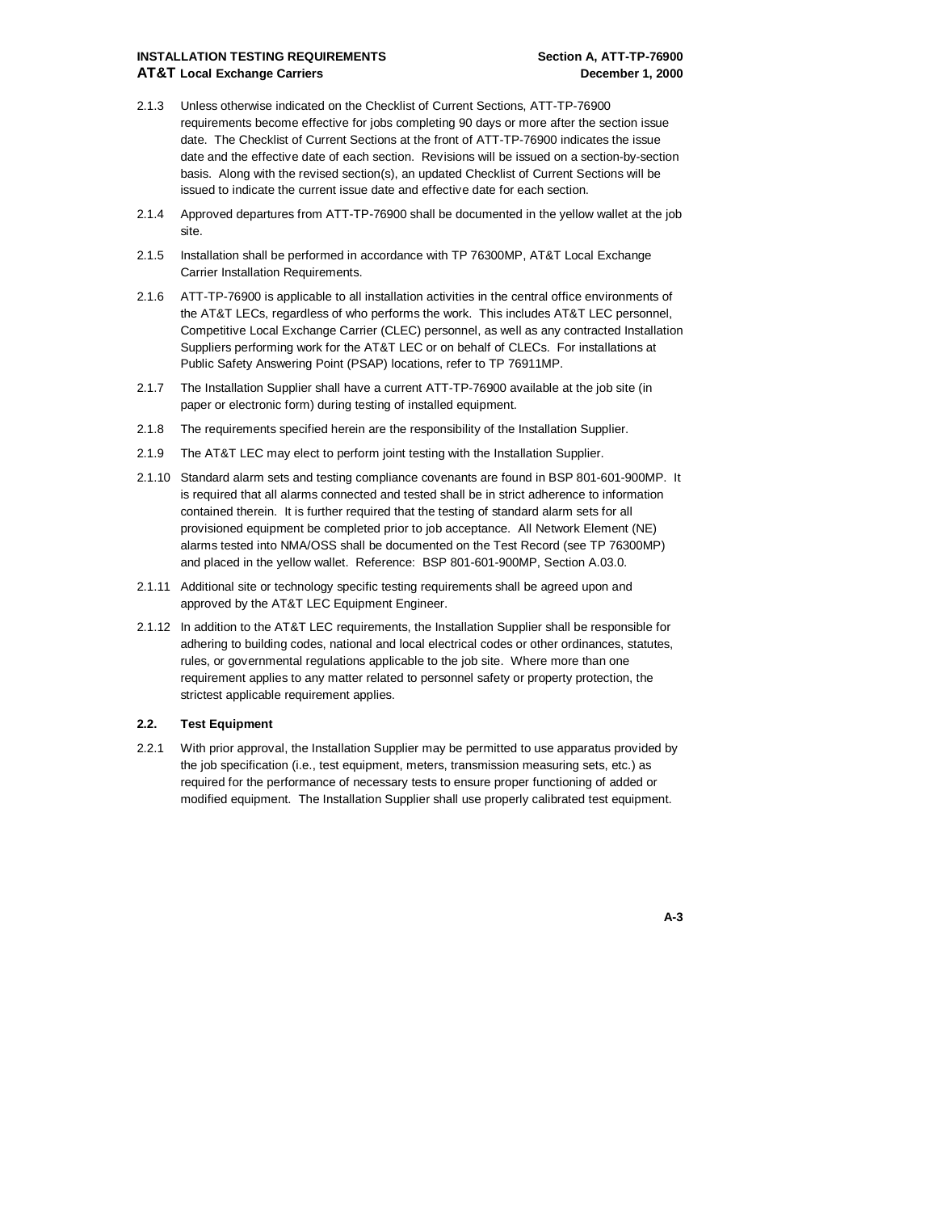2.1.3 Unless otherwise indicated on the Checklist of Current Sections, ATT-TP-76900 requirements become effective for jobs completing 90 days or more after the section issue date. The Checklist of Current Sections at the front of ATT-TP-76900 indicates the issue date and the effective date of each section. Revisions will be issued on a section-by-section basis. Along with the revised section(s), an updated Checklist of Current Sections will be issued to indicate the current issue date and effective date for each section.

2.1.4 Approved departures from ATT-TP-76900 shall be documented in the yellow wallet at the job site.

2.1.5 Installation shall be performed in accordance with TP 76300MP, AT&T Local Exchange Carrier Installation Requirements.

2.1.6 ATT-TP-76900 is applicable to all installation activities in the central office environments of the AT&T LECs, regardless of who performs the work. This includes AT&T LEC personnel, Competitive Local Exchange Carrier (CLEC) personnel, as well as any contracted Installation Suppliers performing work for the AT&T LEC or on behalf of CLECs. For installations at Public Safety Answering Point (PSAP) locations, refer to TP 76911MP.

2.1.7 The Installation Supplier shall have a current ATT-TP-76900 available at the job site (in paper or electronic form) during testing of installed equipment.

2.1.8 The requirements specified herein are the responsibility of the Installation Supplier.

2.1.9 The AT&T LEC may elect to perform joint testing with the Installation Supplier.

2.1.10 Standard alarm sets and testing compliance covenants are found in BSP 801-601-900MP. It is required that all alarms connected and tested shall be in strict adherence to information contained therein. It is further required that the testing of standard alarm sets for all provisioned equipment be completed prior to job acceptance. All Network Element (NE) alarms tested into NMA/OSS shall be documented on the Test Record (see TP 76300MP) and placed in the yellow wallet. Reference: BSP 801-601-900MP, Section A.03.0.

2.1.11 Additional site or technology specific testing requirements shall be agreed upon and approved by the AT&T LEC Equipment Engineer.

2.1.12 In addition to the AT&T LEC requirements, the Installation Supplier shall be responsible for adhering to building codes, national and local electrical codes or other ordinances, statutes, rules, or governmental regulations applicable to the job site. Where more than one requirement applies to any matter related to personnel safety or property protection, the strictest applicable requirement applies.

### 2.2. Test Equipment

2.2.1 With prior approval, the Installation Supplier may be permitted to use apparatus provided by the job specification (i.e., test equipment, meters, transmission measuring sets, etc.) as required for the performance of necessary tests to ensure proper functioning of added or modified equipment. The Installation Supplier shall use properly calibrated test equipment.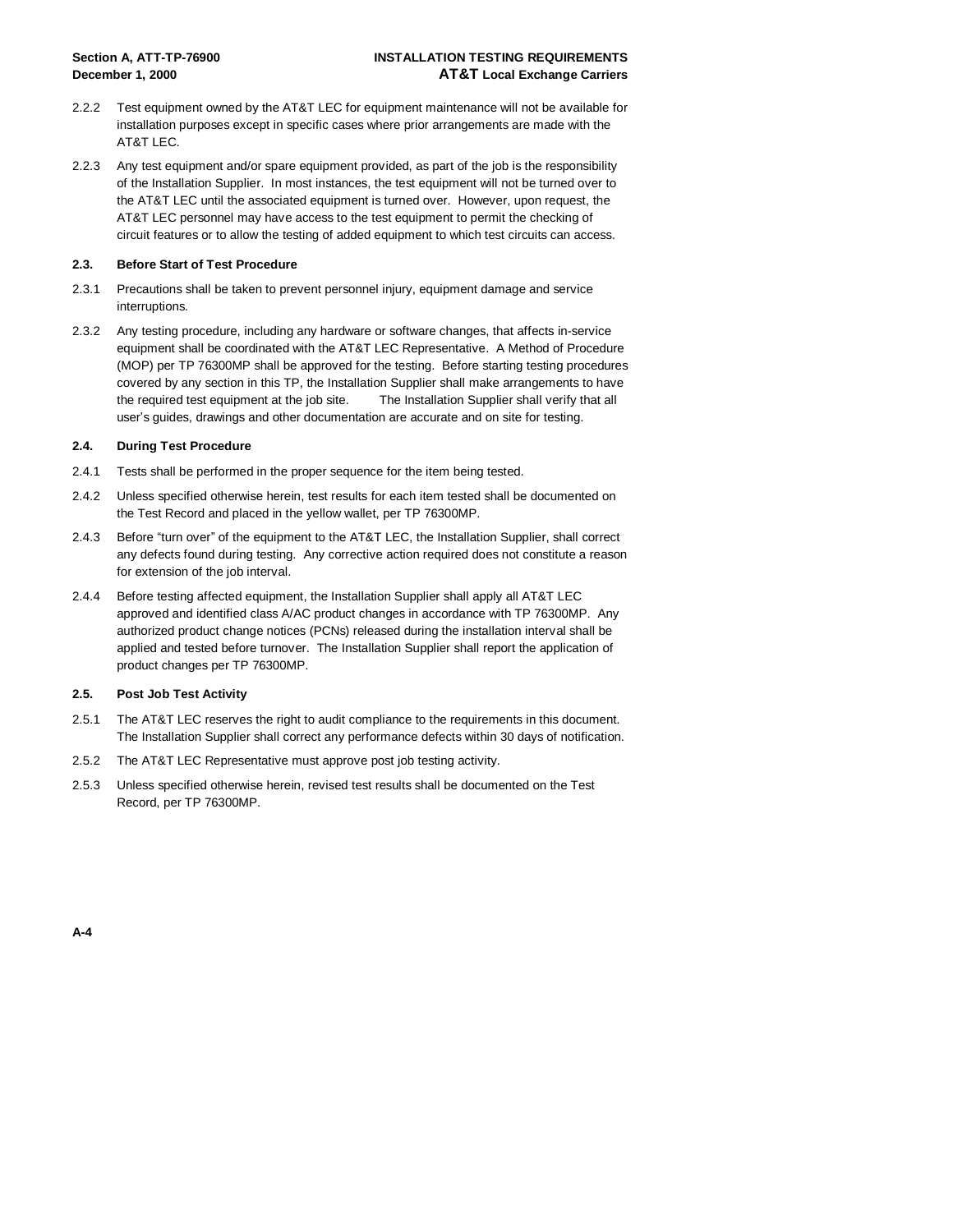2.2.2 Test equipment owned by the AT&T LEC for equipment maintenance will not be available for installation purposes except in specific cases where prior arrangements are made with the AT&T LEC.

2.2.3 Any test equipment and/or spare equipment provided, as part of the job is the responsibility of the Installation Supplier. In most instances, the test equipment will not be turned over to the AT&T LEC until the associated equipment is turned over. However, upon request, the AT&T LEC personnel may have access to the test equipment to permit the checking of circuit features or to allow the testing of added equipment to which test circuits can access.

### 2.3. Before Start of Test Procedure

2.3.1 Precautions shall be taken to prevent personnel injury, equipment damage and service interruptions.

2.3.2 Any testing procedure, including any hardware or software changes, that affects in-service equipment shall be coordinated with the AT&T LEC Representative. A Method of Procedure (MOP) per TP 76300MP shall be approved for the testing. Before starting testing procedures covered by any section in this TP, the Installation Supplier shall make arrangements to have the required test equipment at the job site. The Installation Supplier shall verify that all user's guides, drawings and other documentation are accurate and on site for testing.

### 2.4. During Test Procedure

2.4.1 Tests shall be performed in the proper sequence for the item being tested.

2.4.2 Unless specified otherwise herein, test results for each item tested shall be documented on the Test Record and placed in the yellow wallet, per TP 76300MP.

2.4.3 Before "turn over" of the equipment to the AT&T LEC, the Installation Supplier, shall correct any defects found during testing. Any corrective action required does not constitute a reason for extension of the job interval.

2.4.4 Before testing affected equipment, the Installation Supplier shall apply all AT&T LEC approved and identified class A/AC product changes in accordance with TP 76300MP. Any authorized product change notices (PCNs) released during the installation interval shall be applied and tested before turnover. The Installation Supplier shall report the application of product changes per TP 76300MP.

### 2.5. Post Job Test Activity

2.5.1 The AT&T LEC reserves the right to audit compliance to the requirements in this document. The Installation Supplier shall correct any performance defects within 30 days of notification.

2.5.2 The AT&T LEC Representative must approve post job testing activity.

2.5.3 Unless specified otherwise herein, revised test results shall be documented on the Test Record, per TP 76300MP.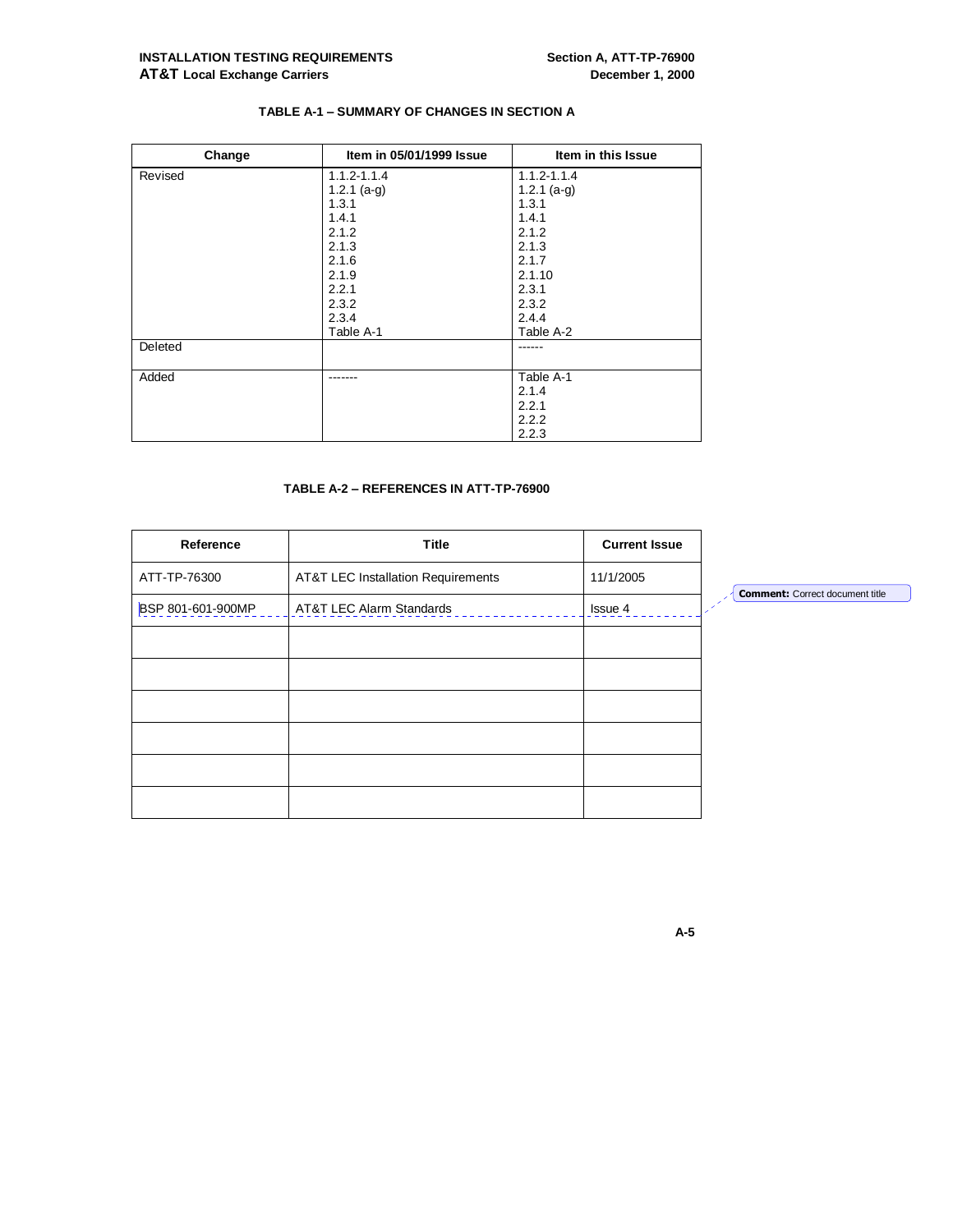**TABLE A-1 – SUMMARY OF CHANGES IN SECTION A**

| Change | Item in 05/01/1999 Issue | Item in this Issue |
|---|---|---|
| Revised | 1.1.2-1.1.4<br>1.2.1 (a-g)<br>1.3.1<br>1.4.1<br>2.1.2<br>2.1.3<br>2.1.6<br>2.1.9<br>2.2.1<br>2.3.2<br>2.3.4<br>Table A-1 | 1.1.2-1.1.4<br>1.2.1 (a-g)<br>1.3.1<br>1.4.1<br>2.1.2<br>2.1.3<br>2.1.7<br>2.1.10<br>2.3.1<br>2.3.2<br>2.4.4<br>Table A-2 |
| Deleted | | ------ |
| Added | ------- | Table A-1<br>2.1.4<br>2.2.1<br>2.2.2<br>2.2.3 |

**TABLE A-2 – REFERENCES IN ATT-TP-76900**

| Reference | Title | Current Issue |
|---|---|---|
| ATT-TP-76300 | AT&T LEC Installation Requirements | 11/1/2005 |
| BSP 801-601-900MP | AT&T LEC Alarm Standards | Issue 4 |
| | | |
| | | |
| | | |
| | | |
| | | |
| | | |

**Comment:** Correct document title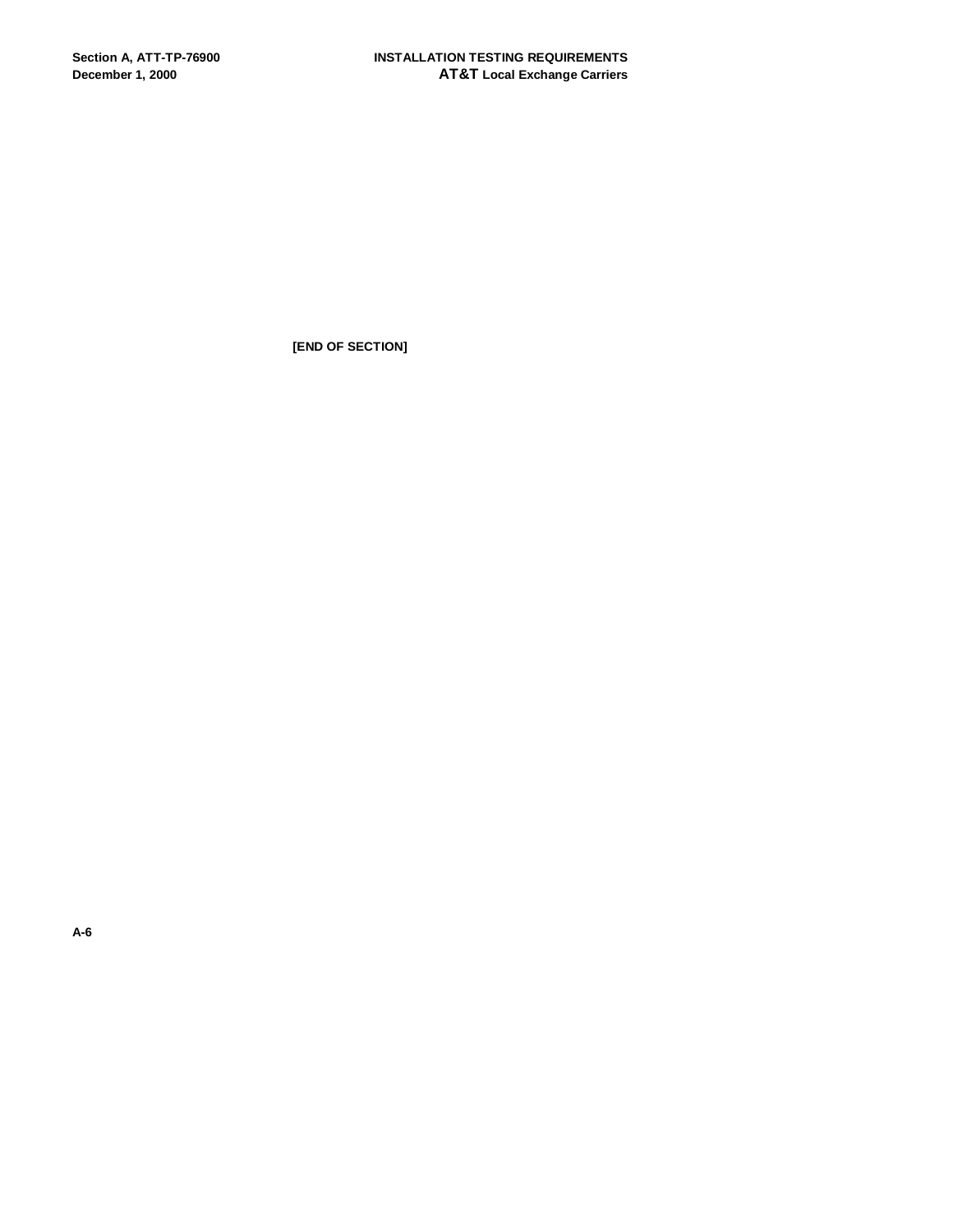**[END OF SECTION]**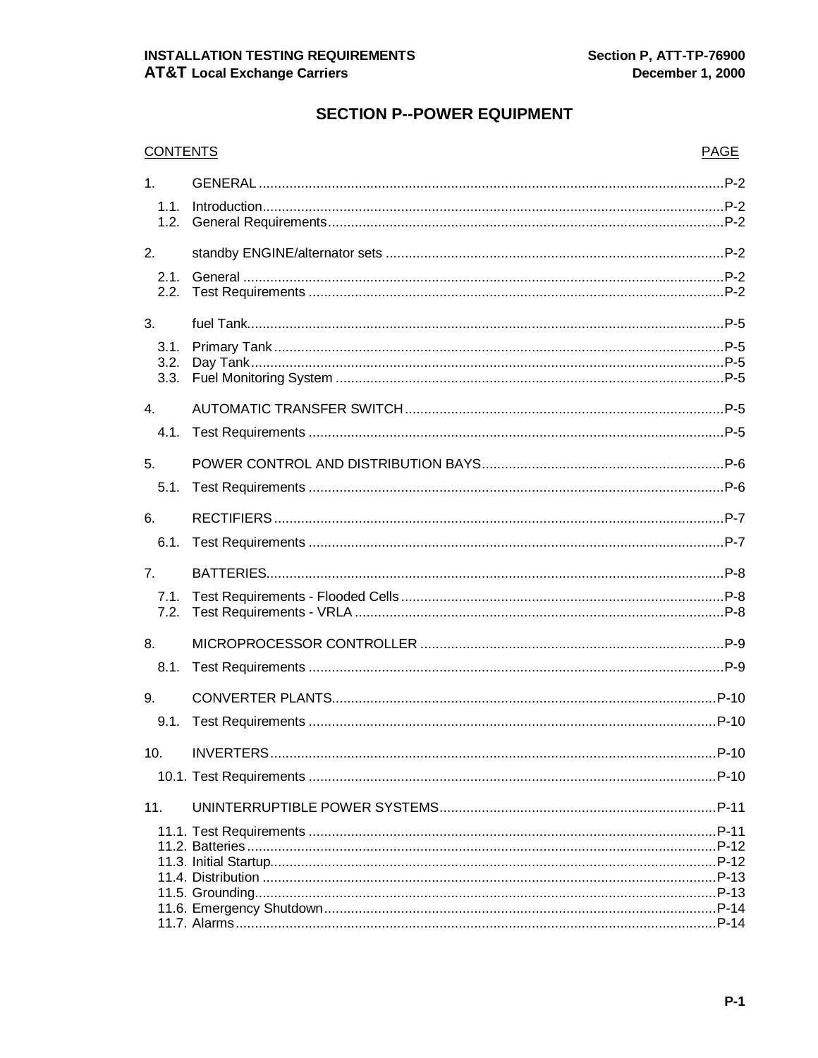# SECTION P--POWER EQUIPMENT

| CONTENTS | | PAGE |
|---|---|---|
| 1. | GENERAL | P-2 |
| 1.1. | Introduction | P-2 |
| 1.2. | General Requirements | P-2 |
| 2. | standby ENGINE/alternator sets | P-2 |
| 2.1. | General | P-2 |
| 2.2. | Test Requirements | P-2 |
| 3. | fuel Tank | P-5 |
| 3.1. | Primary Tank | P-5 |
| 3.2. | Day Tank | P-5 |
| 3.3. | Fuel Monitoring System | P-5 |
| 4. | AUTOMATIC TRANSFER SWITCH | P-5 |
| 4.1. | Test Requirements | P-5 |
| 5. | POWER CONTROL AND DISTRIBUTION BAYS | P-6 |
| 5.1. | Test Requirements | P-6 |
| 6. | RECTIFIERS | P-7 |
| 6.1. | Test Requirements | P-7 |
| 7. | BATTERIES | P-8 |
| 7.1. | Test Requirements - Flooded Cells | P-8 |
| 7.2. | Test Requirements - VRLA | P-8 |
| 8. | MICROPROCESSOR CONTROLLER | P-9 |
| 8.1. | Test Requirements | P-9 |
| 9. | CONVERTER PLANTS | P-10 |
| 9.1. | Test Requirements | P-10 |
| 10. | INVERTERS | P-10 |
| 10.1. | Test Requirements | P-10 |
| 11. | UNINTERRUPTIBLE POWER SYSTEMS | P-11 |
| 11.1. | Test Requirements | P-11 |
| 11.2. | Batteries | P-12 |
| 11.3. | Initial Startup | P-12 |
| 11.4. | Distribution | P-13 |
| 11.5. | Grounding | P-13 |
| 11.6. | Emergency Shutdown | P-14 |
| 11.7. | Alarms | P-14 |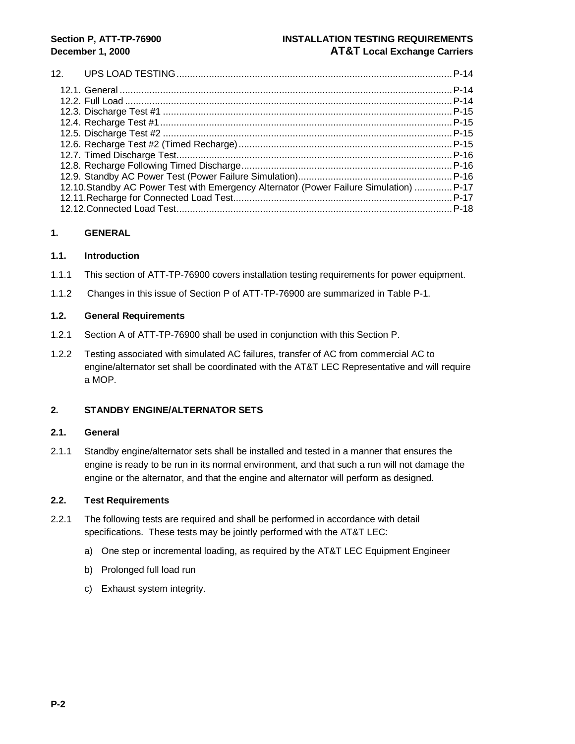| | | |
|---|---|---|
| 12. | UPS LOAD TESTING | P-14 |
| | 12.1. General | P-14 |
| | 12.2. Full Load | P-14 |
| | 12.3. Discharge Test #1 | P-15 |
| | 12.4. Recharge Test #1 | P-15 |
| | 12.5. Discharge Test #2 | P-15 |
| | 12.6. Recharge Test #2 (Timed Recharge) | P-15 |
| | 12.7. Timed Discharge Test | P-16 |
| | 12.8. Recharge Following Timed Discharge | P-16 |
| | 12.9. Standby AC Power Test (Power Failure Simulation) | P-16 |
| | 12.10. Standby AC Power Test with Emergency Alternator (Power Failure Simulation) | P-17 |
| | 12.11. Recharge for Connected Load Test | P-17 |
| | 12.12. Connected Load Test | P-18 |

## 1. GENERAL

### 1.1. Introduction

1.1.1 This section of ATT-TP-76900 covers installation testing requirements for power equipment.

1.1.2 Changes in this issue of Section P of ATT-TP-76900 are summarized in Table P-1.

### 1.2. General Requirements

1.2.1 Section A of ATT-TP-76900 shall be used in conjunction with this Section P.

1.2.2 Testing associated with simulated AC failures, transfer of AC from commercial AC to engine/alternator set shall be coordinated with the AT&T LEC Representative and will require a MOP.

## 2. STANDBY ENGINE/ALTERNATOR SETS

### 2.1. General

2.1.1 Standby engine/alternator sets shall be installed and tested in a manner that ensures the engine is ready to be run in its normal environment, and that such a run will not damage the engine or the alternator, and that the engine and alternator will perform as designed.

### 2.2. Test Requirements

2.2.1 The following tests are required and shall be performed in accordance with detail specifications. These tests may be jointly performed with the AT&T LEC:

a) One step or incremental loading, as required by the AT&T LEC Equipment Engineer

b) Prolonged full load run

c) Exhaust system integrity.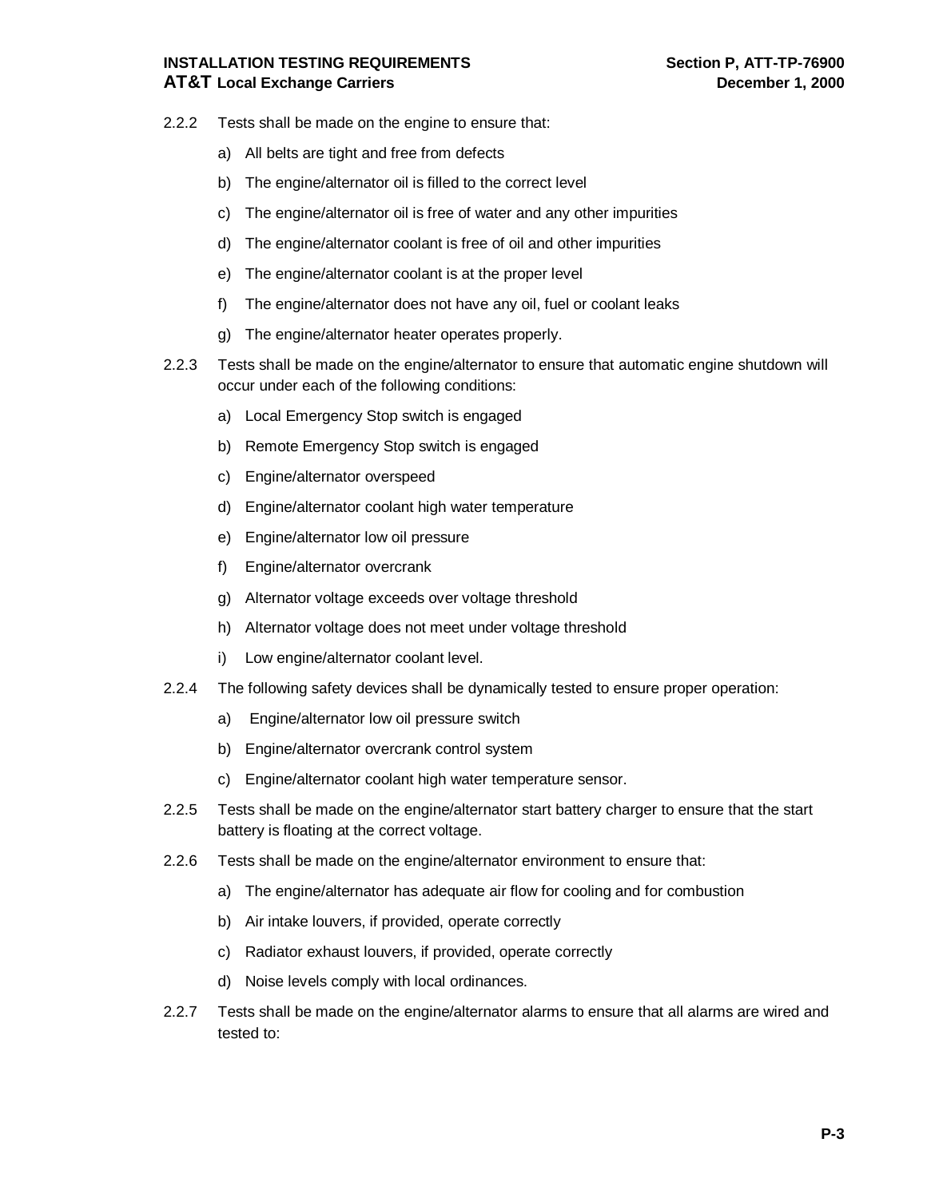2.2.2 Tests shall be made on the engine to ensure that:

a) All belts are tight and free from defects

b) The engine/alternator oil is filled to the correct level

c) The engine/alternator oil is free of water and any other impurities

d) The engine/alternator coolant is free of oil and other impurities

e) The engine/alternator coolant is at the proper level

f) The engine/alternator does not have any oil, fuel or coolant leaks

g) The engine/alternator heater operates properly.

2.2.3 Tests shall be made on the engine/alternator to ensure that automatic engine shutdown will occur under each of the following conditions:

a) Local Emergency Stop switch is engaged

b) Remote Emergency Stop switch is engaged

c) Engine/alternator overspeed

d) Engine/alternator coolant high water temperature

e) Engine/alternator low oil pressure

f) Engine/alternator overcrank

g) Alternator voltage exceeds over voltage threshold

h) Alternator voltage does not meet under voltage threshold

i) Low engine/alternator coolant level.

2.2.4 The following safety devices shall be dynamically tested to ensure proper operation:

a) Engine/alternator low oil pressure switch

b) Engine/alternator overcrank control system

c) Engine/alternator coolant high water temperature sensor.

2.2.5 Tests shall be made on the engine/alternator start battery charger to ensure that the start battery is floating at the correct voltage.

2.2.6 Tests shall be made on the engine/alternator environment to ensure that:

a) The engine/alternator has adequate air flow for cooling and for combustion

b) Air intake louvers, if provided, operate correctly

c) Radiator exhaust louvers, if provided, operate correctly

d) Noise levels comply with local ordinances.

2.2.7 Tests shall be made on the engine/alternator alarms to ensure that all alarms are wired and tested to: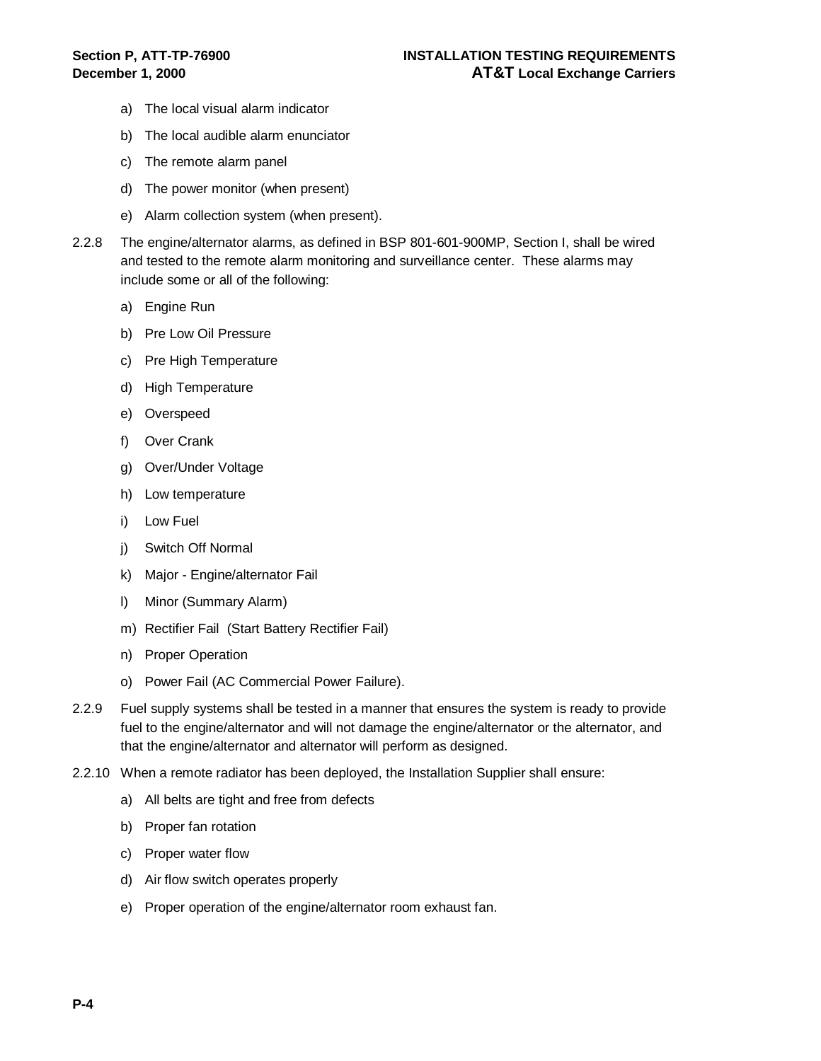a) The local visual alarm indicator

b) The local audible alarm enunciator

c) The remote alarm panel

d) The power monitor (when present)

e) Alarm collection system (when present).

2.2.8 The engine/alternator alarms, as defined in BSP 801-601-900MP, Section I, shall be wired and tested to the remote alarm monitoring and surveillance center. These alarms may include some or all of the following:

a) Engine Run

b) Pre Low Oil Pressure

c) Pre High Temperature

d) High Temperature

e) Overspeed

f) Over Crank

g) Over/Under Voltage

h) Low temperature

i) Low Fuel

j) Switch Off Normal

k) Major - Engine/alternator Fail

l) Minor (Summary Alarm)

m) Rectifier Fail (Start Battery Rectifier Fail)

n) Proper Operation

o) Power Fail (AC Commercial Power Failure).

2.2.9 Fuel supply systems shall be tested in a manner that ensures the system is ready to provide fuel to the engine/alternator and will not damage the engine/alternator or the alternator, and that the engine/alternator and alternator will perform as designed.

2.2.10 When a remote radiator has been deployed, the Installation Supplier shall ensure:

a) All belts are tight and free from defects

b) Proper fan rotation

c) Proper water flow

d) Air flow switch operates properly

e) Proper operation of the engine/alternator room exhaust fan.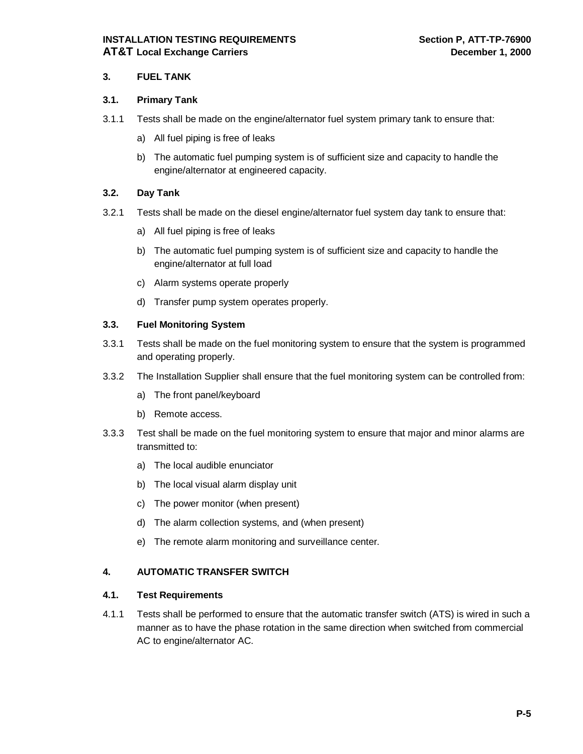## 3. FUEL TANK

### 3.1. Primary Tank

3.1.1 Tests shall be made on the engine/alternator fuel system primary tank to ensure that:

a) All fuel piping is free of leaks

b) The automatic fuel pumping system is of sufficient size and capacity to handle the engine/alternator at engineered capacity.

### 3.2. Day Tank

3.2.1 Tests shall be made on the diesel engine/alternator fuel system day tank to ensure that:

a) All fuel piping is free of leaks

b) The automatic fuel pumping system is of sufficient size and capacity to handle the engine/alternator at full load

c) Alarm systems operate properly

d) Transfer pump system operates properly.

### 3.3. Fuel Monitoring System

3.3.1 Tests shall be made on the fuel monitoring system to ensure that the system is programmed and operating properly.

3.3.2 The Installation Supplier shall ensure that the fuel monitoring system can be controlled from:

a) The front panel/keyboard

b) Remote access.

3.3.3 Test shall be made on the fuel monitoring system to ensure that major and minor alarms are transmitted to:

a) The local audible enunciator

b) The local visual alarm display unit

c) The power monitor (when present)

d) The alarm collection systems, and (when present)

e) The remote alarm monitoring and surveillance center.

## 4. AUTOMATIC TRANSFER SWITCH

### 4.1. Test Requirements

4.1.1 Tests shall be performed to ensure that the automatic transfer switch (ATS) is wired in such a manner as to have the phase rotation in the same direction when switched from commercial AC to engine/alternator AC.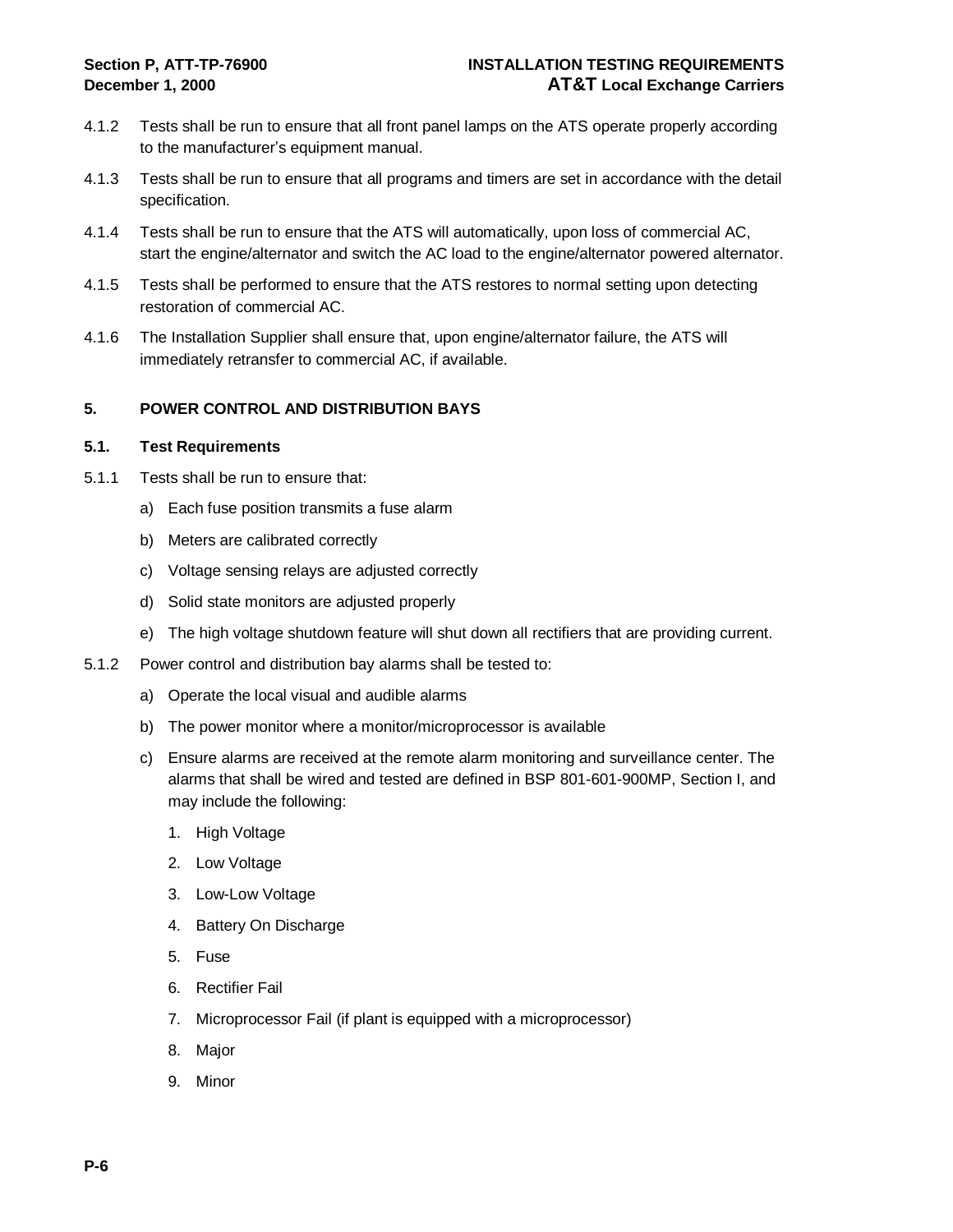4.1.2 Tests shall be run to ensure that all front panel lamps on the ATS operate properly according to the manufacturer's equipment manual.

4.1.3 Tests shall be run to ensure that all programs and timers are set in accordance with the detail specification.

4.1.4 Tests shall be run to ensure that the ATS will automatically, upon loss of commercial AC, start the engine/alternator and switch the AC load to the engine/alternator powered alternator.

4.1.5 Tests shall be performed to ensure that the ATS restores to normal setting upon detecting restoration of commercial AC.

4.1.6 The Installation Supplier shall ensure that, upon engine/alternator failure, the ATS will immediately retransfer to commercial AC, if available.

## 5. POWER CONTROL AND DISTRIBUTION BAYS

### 5.1. Test Requirements

5.1.1 Tests shall be run to ensure that:

a) Each fuse position transmits a fuse alarm

b) Meters are calibrated correctly

c) Voltage sensing relays are adjusted correctly

d) Solid state monitors are adjusted properly

e) The high voltage shutdown feature will shut down all rectifiers that are providing current.

5.1.2 Power control and distribution bay alarms shall be tested to:

a) Operate the local visual and audible alarms

b) The power monitor where a monitor/microprocessor is available

c) Ensure alarms are received at the remote alarm monitoring and surveillance center. The alarms that shall be wired and tested are defined in BSP 801-601-900MP, Section I, and may include the following:

1. High Voltage
2. Low Voltage
3. Low-Low Voltage
4. Battery On Discharge
5. Fuse
6. Rectifier Fail
7. Microprocessor Fail (if plant is equipped with a microprocessor)
8. Major
9. Minor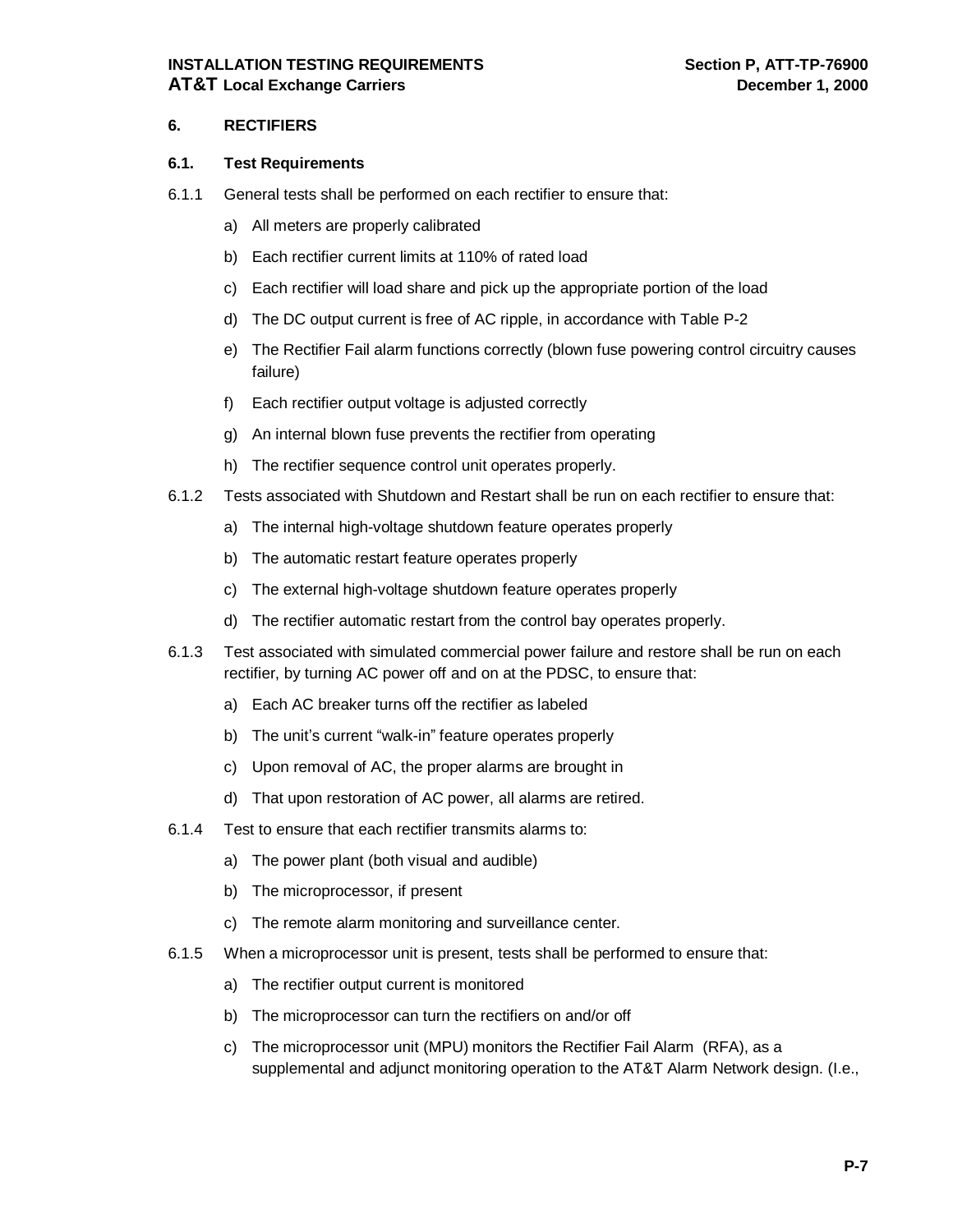## 6. RECTIFIERS

### 6.1. Test Requirements

6.1.1 General tests shall be performed on each rectifier to ensure that:

a) All meters are properly calibrated

b) Each rectifier current limits at 110% of rated load

c) Each rectifier will load share and pick up the appropriate portion of the load

d) The DC output current is free of AC ripple, in accordance with Table P-2

e) The Rectifier Fail alarm functions correctly (blown fuse powering control circuitry causes failure)

f) Each rectifier output voltage is adjusted correctly

g) An internal blown fuse prevents the rectifier from operating

h) The rectifier sequence control unit operates properly.

6.1.2 Tests associated with Shutdown and Restart shall be run on each rectifier to ensure that:

a) The internal high-voltage shutdown feature operates properly

b) The automatic restart feature operates properly

c) The external high-voltage shutdown feature operates properly

d) The rectifier automatic restart from the control bay operates properly.

6.1.3 Test associated with simulated commercial power failure and restore shall be run on each rectifier, by turning AC power off and on at the PDSC, to ensure that:

a) Each AC breaker turns off the rectifier as labeled

b) The unit's current "walk-in" feature operates properly

c) Upon removal of AC, the proper alarms are brought in

d) That upon restoration of AC power, all alarms are retired.

6.1.4 Test to ensure that each rectifier transmits alarms to:

a) The power plant (both visual and audible)

b) The microprocessor, if present

c) The remote alarm monitoring and surveillance center.

6.1.5 When a microprocessor unit is present, tests shall be performed to ensure that:

a) The rectifier output current is monitored

b) The microprocessor can turn the rectifiers on and/or off

c) The microprocessor unit (MPU) monitors the Rectifier Fail Alarm (RFA), as a supplemental and adjunct monitoring operation to the AT&T Alarm Network design. (I.e.,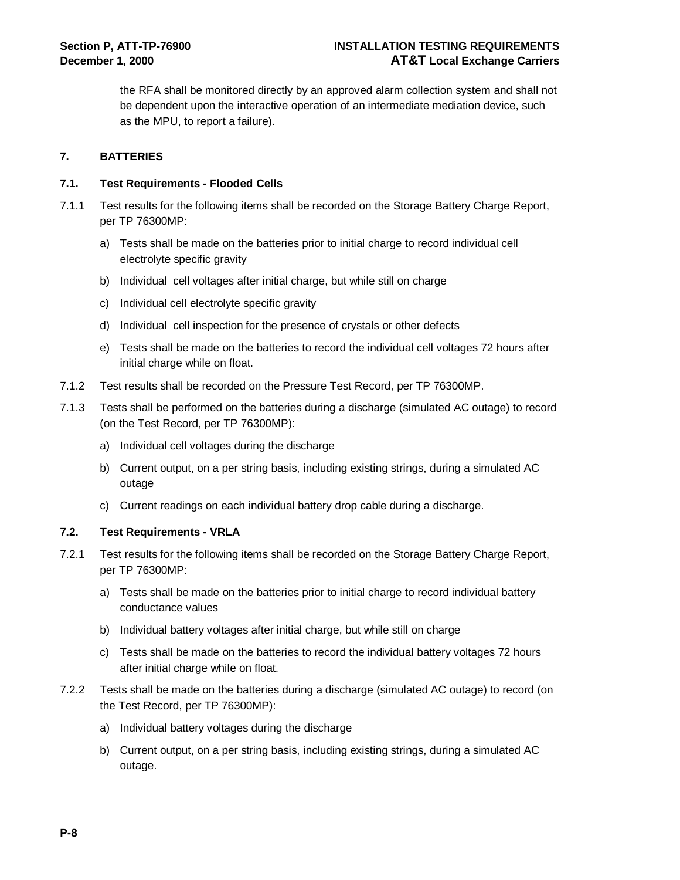the RFA shall be monitored directly by an approved alarm collection system and shall not be dependent upon the interactive operation of an intermediate mediation device, such as the MPU, to report a failure).

## 7. BATTERIES

### 7.1. Test Requirements - Flooded Cells

7.1.1 Test results for the following items shall be recorded on the Storage Battery Charge Report, per TP 76300MP:

a) Tests shall be made on the batteries prior to initial charge to record individual cell electrolyte specific gravity

b) Individual cell voltages after initial charge, but while still on charge

c) Individual cell electrolyte specific gravity

d) Individual cell inspection for the presence of crystals or other defects

e) Tests shall be made on the batteries to record the individual cell voltages 72 hours after initial charge while on float.

7.1.2 Test results shall be recorded on the Pressure Test Record, per TP 76300MP.

7.1.3 Tests shall be performed on the batteries during a discharge (simulated AC outage) to record (on the Test Record, per TP 76300MP):

a) Individual cell voltages during the discharge

b) Current output, on a per string basis, including existing strings, during a simulated AC outage

c) Current readings on each individual battery drop cable during a discharge.

### 7.2. Test Requirements - VRLA

7.2.1 Test results for the following items shall be recorded on the Storage Battery Charge Report, per TP 76300MP:

a) Tests shall be made on the batteries prior to initial charge to record individual battery conductance values

b) Individual battery voltages after initial charge, but while still on charge

c) Tests shall be made on the batteries to record the individual battery voltages 72 hours after initial charge while on float.

7.2.2 Tests shall be made on the batteries during a discharge (simulated AC outage) to record (on the Test Record, per TP 76300MP):

a) Individual battery voltages during the discharge

b) Current output, on a per string basis, including existing strings, during a simulated AC outage.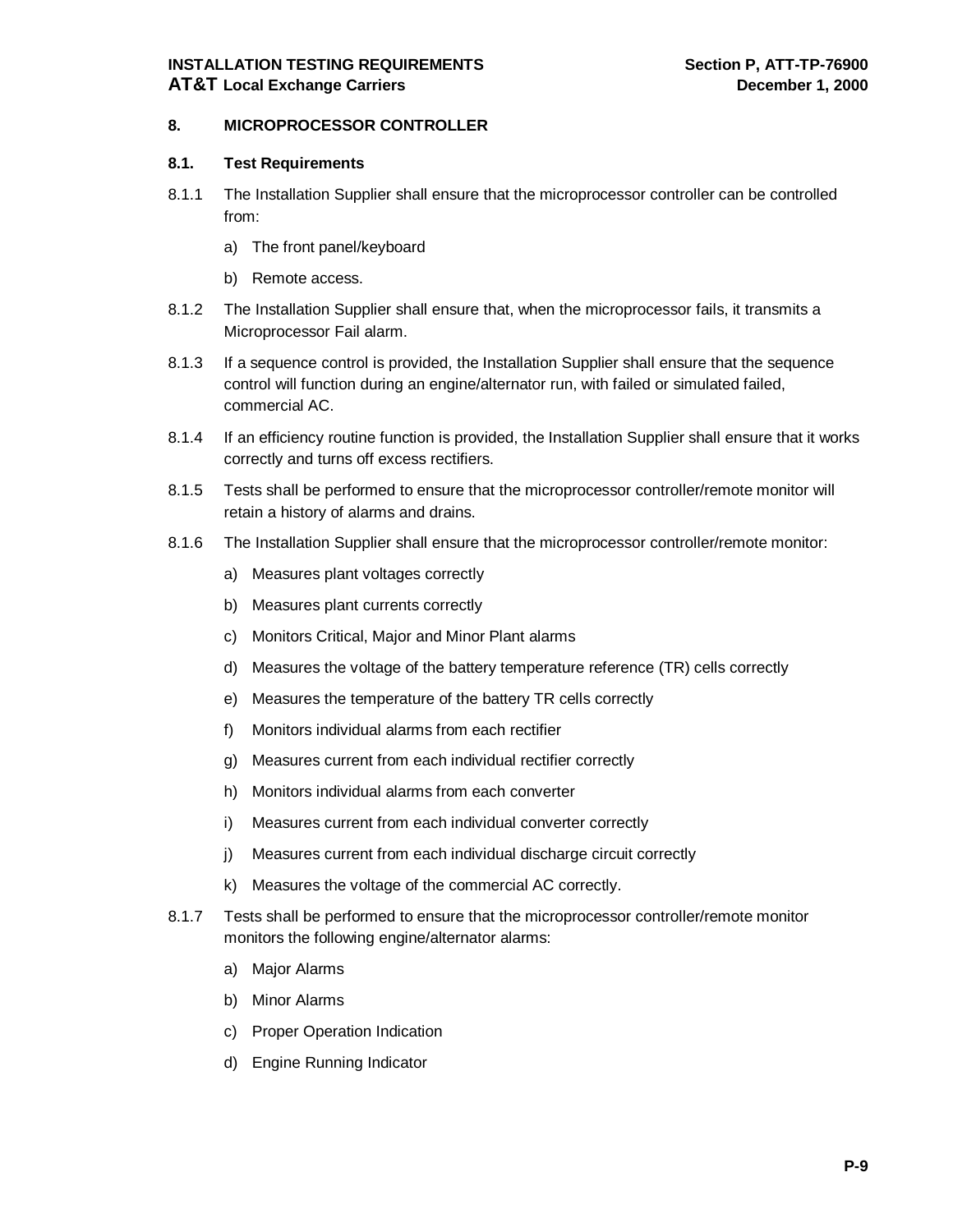## 8. MICROPROCESSOR CONTROLLER

### 8.1. Test Requirements

8.1.1 The Installation Supplier shall ensure that the microprocessor controller can be controlled from:

a) The front panel/keyboard

b) Remote access.

8.1.2 The Installation Supplier shall ensure that, when the microprocessor fails, it transmits a Microprocessor Fail alarm.

8.1.3 If a sequence control is provided, the Installation Supplier shall ensure that the sequence control will function during an engine/alternator run, with failed or simulated failed, commercial AC.

8.1.4 If an efficiency routine function is provided, the Installation Supplier shall ensure that it works correctly and turns off excess rectifiers.

8.1.5 Tests shall be performed to ensure that the microprocessor controller/remote monitor will retain a history of alarms and drains.

8.1.6 The Installation Supplier shall ensure that the microprocessor controller/remote monitor:

a) Measures plant voltages correctly

b) Measures plant currents correctly

c) Monitors Critical, Major and Minor Plant alarms

d) Measures the voltage of the battery temperature reference (TR) cells correctly

e) Measures the temperature of the battery TR cells correctly

f) Monitors individual alarms from each rectifier

g) Measures current from each individual rectifier correctly

h) Monitors individual alarms from each converter

i) Measures current from each individual converter correctly

j) Measures current from each individual discharge circuit correctly

k) Measures the voltage of the commercial AC correctly.

8.1.7 Tests shall be performed to ensure that the microprocessor controller/remote monitor monitors the following engine/alternator alarms:

a) Major Alarms

b) Minor Alarms

c) Proper Operation Indication

d) Engine Running Indicator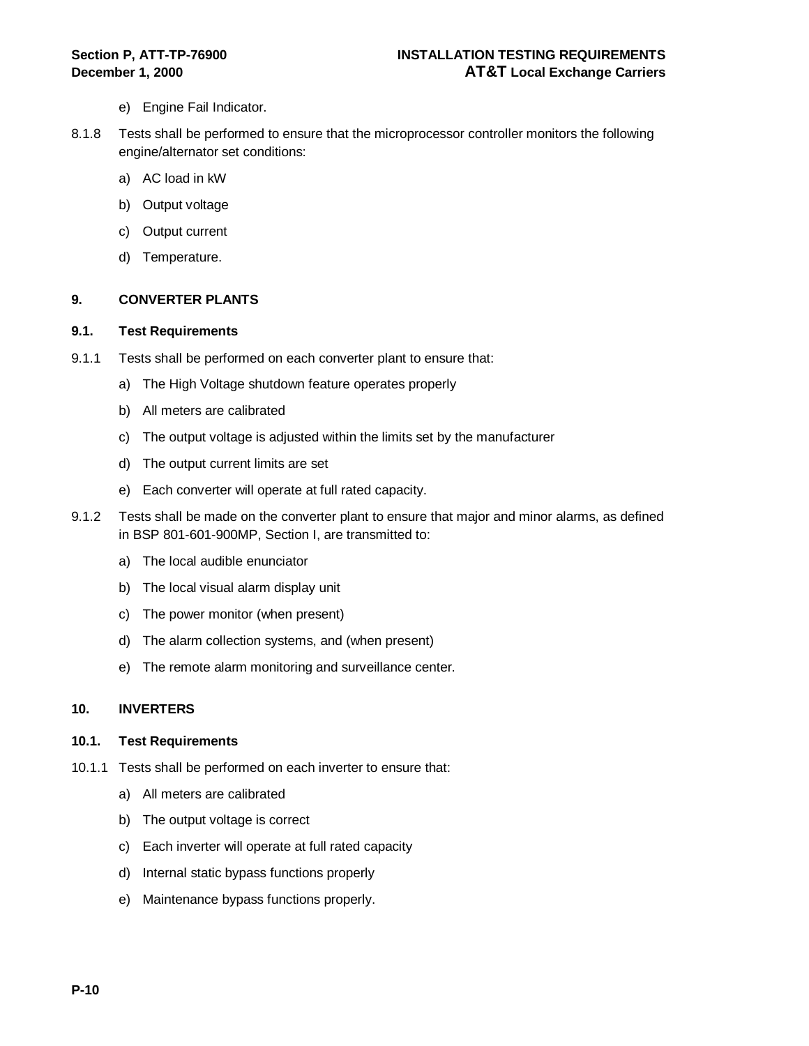e) Engine Fail Indicator.

8.1.8 Tests shall be performed to ensure that the microprocessor controller monitors the following engine/alternator set conditions:

a) AC load in kW

b) Output voltage

c) Output current

d) Temperature.

## 9. CONVERTER PLANTS

### 9.1. Test Requirements

9.1.1 Tests shall be performed on each converter plant to ensure that:

a) The High Voltage shutdown feature operates properly

b) All meters are calibrated

c) The output voltage is adjusted within the limits set by the manufacturer

d) The output current limits are set

e) Each converter will operate at full rated capacity.

9.1.2 Tests shall be made on the converter plant to ensure that major and minor alarms, as defined in BSP 801-601-900MP, Section I, are transmitted to:

a) The local audible enunciator

b) The local visual alarm display unit

c) The power monitor (when present)

d) The alarm collection systems, and (when present)

e) The remote alarm monitoring and surveillance center.

## 10. INVERTERS

### 10.1. Test Requirements

10.1.1 Tests shall be performed on each inverter to ensure that:

a) All meters are calibrated

b) The output voltage is correct

c) Each inverter will operate at full rated capacity

d) Internal static bypass functions properly

e) Maintenance bypass functions properly.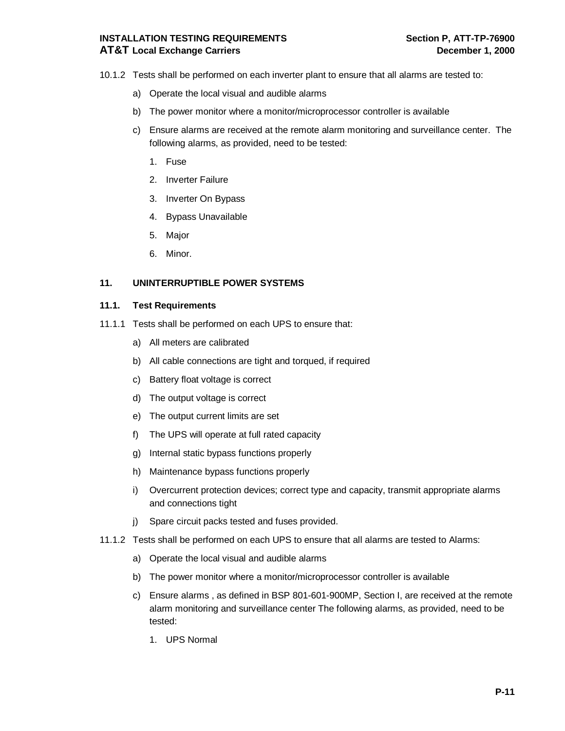10.1.2 Tests shall be performed on each inverter plant to ensure that all alarms are tested to:

a) Operate the local visual and audible alarms

b) The power monitor where a monitor/microprocessor controller is available

c) Ensure alarms are received at the remote alarm monitoring and surveillance center. The following alarms, as provided, need to be tested:

1. Fuse
2. Inverter Failure
3. Inverter On Bypass
4. Bypass Unavailable
5. Major
6. Minor.

## 11. UNINTERRUPTIBLE POWER SYSTEMS

### 11.1. Test Requirements

11.1.1 Tests shall be performed on each UPS to ensure that:

a) All meters are calibrated

b) All cable connections are tight and torqued, if required

c) Battery float voltage is correct

d) The output voltage is correct

e) The output current limits are set

f) The UPS will operate at full rated capacity

g) Internal static bypass functions properly

h) Maintenance bypass functions properly

i) Overcurrent protection devices; correct type and capacity, transmit appropriate alarms and connections tight

j) Spare circuit packs tested and fuses provided.

11.1.2 Tests shall be performed on each UPS to ensure that all alarms are tested to Alarms:

a) Operate the local visual and audible alarms

b) The power monitor where a monitor/microprocessor controller is available

c) Ensure alarms , as defined in BSP 801-601-900MP, Section I, are received at the remote alarm monitoring and surveillance center The following alarms, as provided, need to be tested:

1. UPS Normal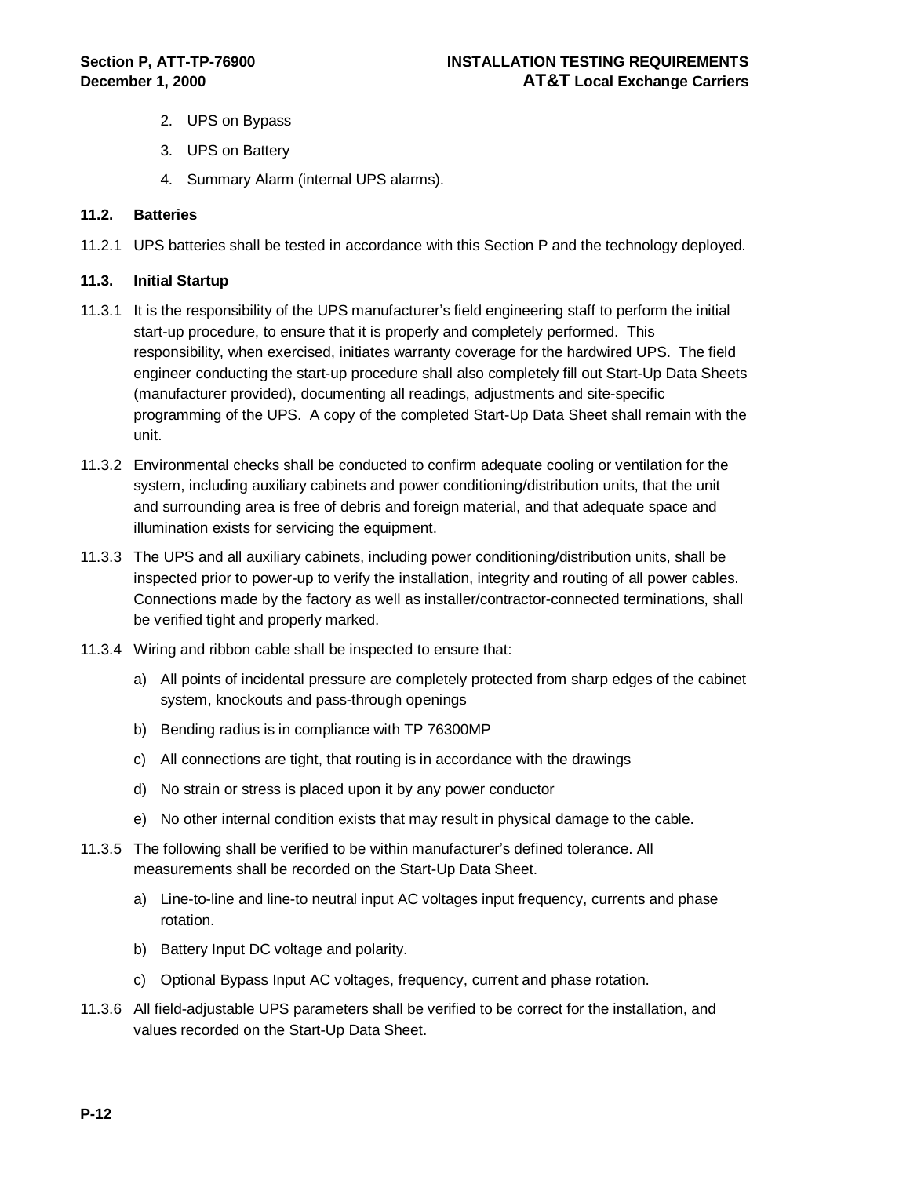2. UPS on Bypass
3. UPS on Battery
4. Summary Alarm (internal UPS alarms).

### 11.2. Batteries

11.2.1 UPS batteries shall be tested in accordance with this Section P and the technology deployed.

### 11.3. Initial Startup

11.3.1 It is the responsibility of the UPS manufacturer's field engineering staff to perform the initial start-up procedure, to ensure that it is properly and completely performed. This responsibility, when exercised, initiates warranty coverage for the hardwired UPS. The field engineer conducting the start-up procedure shall also completely fill out Start-Up Data Sheets (manufacturer provided), documenting all readings, adjustments and site-specific programming of the UPS. A copy of the completed Start-Up Data Sheet shall remain with the unit.

11.3.2 Environmental checks shall be conducted to confirm adequate cooling or ventilation for the system, including auxiliary cabinets and power conditioning/distribution units, that the unit and surrounding area is free of debris and foreign material, and that adequate space and illumination exists for servicing the equipment.

11.3.3 The UPS and all auxiliary cabinets, including power conditioning/distribution units, shall be inspected prior to power-up to verify the installation, integrity and routing of all power cables. Connections made by the factory as well as installer/contractor-connected terminations, shall be verified tight and properly marked.

11.3.4 Wiring and ribbon cable shall be inspected to ensure that:

a) All points of incidental pressure are completely protected from sharp edges of the cabinet system, knockouts and pass-through openings

b) Bending radius is in compliance with TP 76300MP

c) All connections are tight, that routing is in accordance with the drawings

d) No strain or stress is placed upon it by any power conductor

e) No other internal condition exists that may result in physical damage to the cable.

11.3.5 The following shall be verified to be within manufacturer's defined tolerance. All measurements shall be recorded on the Start-Up Data Sheet.

a) Line-to-line and line-to neutral input AC voltages input frequency, currents and phase rotation.

b) Battery Input DC voltage and polarity.

c) Optional Bypass Input AC voltages, frequency, current and phase rotation.

11.3.6 All field-adjustable UPS parameters shall be verified to be correct for the installation, and values recorded on the Start-Up Data Sheet.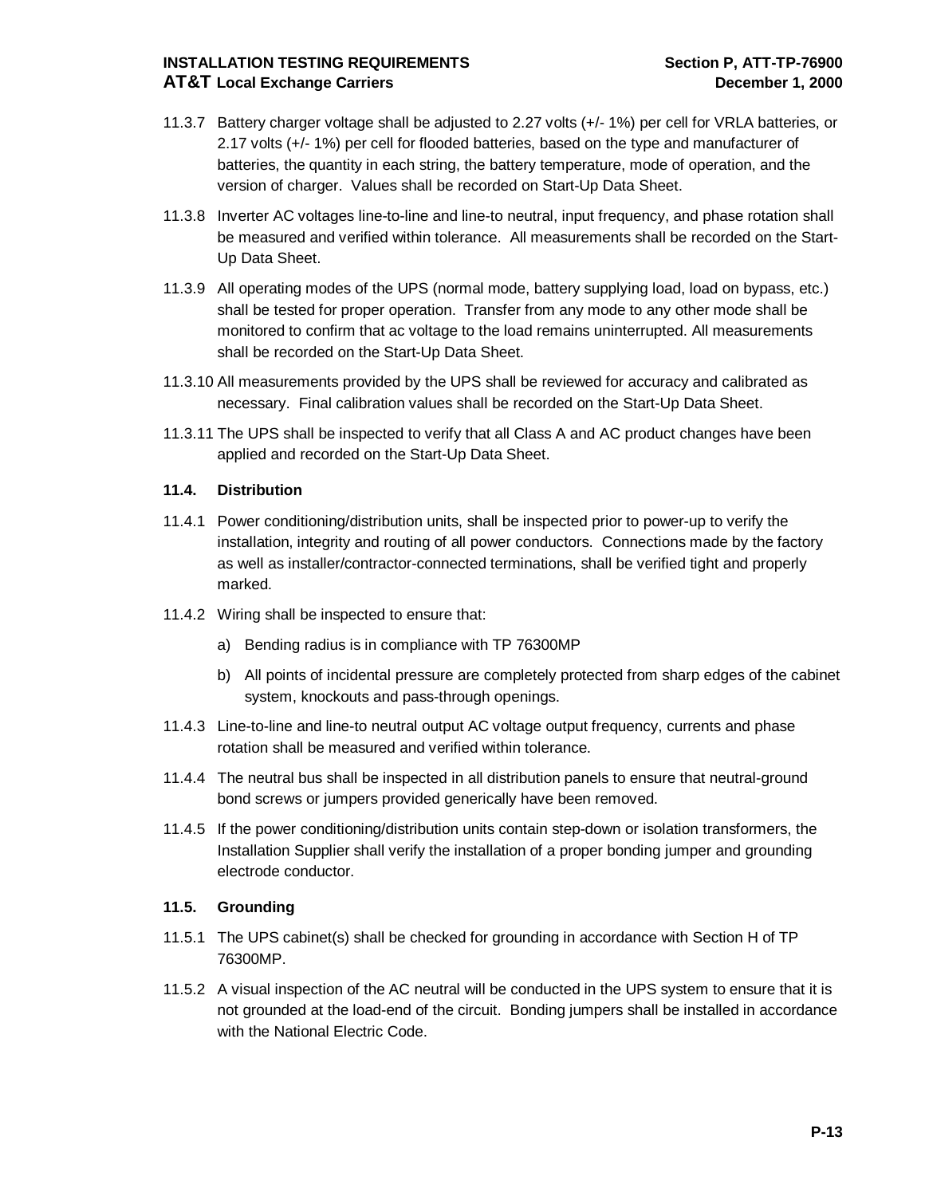11.3.7 Battery charger voltage shall be adjusted to 2.27 volts (+/- 1%) per cell for VRLA batteries, or 2.17 volts (+/- 1%) per cell for flooded batteries, based on the type and manufacturer of batteries, the quantity in each string, the battery temperature, mode of operation, and the version of charger. Values shall be recorded on Start-Up Data Sheet.

11.3.8 Inverter AC voltages line-to-line and line-to neutral, input frequency, and phase rotation shall be measured and verified within tolerance. All measurements shall be recorded on the Start-Up Data Sheet.

11.3.9 All operating modes of the UPS (normal mode, battery supplying load, load on bypass, etc.) shall be tested for proper operation. Transfer from any mode to any other mode shall be monitored to confirm that ac voltage to the load remains uninterrupted. All measurements shall be recorded on the Start-Up Data Sheet.

11.3.10 All measurements provided by the UPS shall be reviewed for accuracy and calibrated as necessary. Final calibration values shall be recorded on the Start-Up Data Sheet.

11.3.11 The UPS shall be inspected to verify that all Class A and AC product changes have been applied and recorded on the Start-Up Data Sheet.

### 11.4. Distribution

11.4.1 Power conditioning/distribution units, shall be inspected prior to power-up to verify the installation, integrity and routing of all power conductors. Connections made by the factory as well as installer/contractor-connected terminations, shall be verified tight and properly marked.

11.4.2 Wiring shall be inspected to ensure that:

a) Bending radius is in compliance with TP 76300MP

b) All points of incidental pressure are completely protected from sharp edges of the cabinet system, knockouts and pass-through openings.

11.4.3 Line-to-line and line-to neutral output AC voltage output frequency, currents and phase rotation shall be measured and verified within tolerance.

11.4.4 The neutral bus shall be inspected in all distribution panels to ensure that neutral-ground bond screws or jumpers provided generically have been removed.

11.4.5 If the power conditioning/distribution units contain step-down or isolation transformers, the Installation Supplier shall verify the installation of a proper bonding jumper and grounding electrode conductor.

### 11.5. Grounding

11.5.1 The UPS cabinet(s) shall be checked for grounding in accordance with Section H of TP 76300MP.

11.5.2 A visual inspection of the AC neutral will be conducted in the UPS system to ensure that it is not grounded at the load-end of the circuit. Bonding jumpers shall be installed in accordance with the National Electric Code.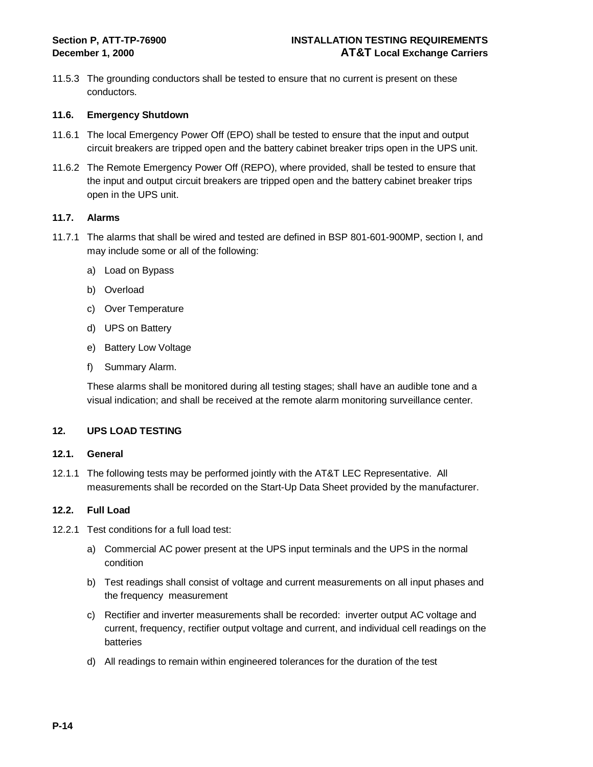11.5.3 The grounding conductors shall be tested to ensure that no current is present on these conductors.

### 11.6. Emergency Shutdown

11.6.1 The local Emergency Power Off (EPO) shall be tested to ensure that the input and output circuit breakers are tripped open and the battery cabinet breaker trips open in the UPS unit.

11.6.2 The Remote Emergency Power Off (REPO), where provided, shall be tested to ensure that the input and output circuit breakers are tripped open and the battery cabinet breaker trips open in the UPS unit.

### 11.7. Alarms

11.7.1 The alarms that shall be wired and tested are defined in BSP 801-601-900MP, section I, and may include some or all of the following:

a) Load on Bypass

b) Overload

c) Over Temperature

d) UPS on Battery

e) Battery Low Voltage

f) Summary Alarm.

These alarms shall be monitored during all testing stages; shall have an audible tone and a visual indication; and shall be received at the remote alarm monitoring surveillance center.

## 12. UPS LOAD TESTING

### 12.1. General

12.1.1 The following tests may be performed jointly with the AT&T LEC Representative. All measurements shall be recorded on the Start-Up Data Sheet provided by the manufacturer.

### 12.2. Full Load

12.2.1 Test conditions for a full load test:

a) Commercial AC power present at the UPS input terminals and the UPS in the normal condition

b) Test readings shall consist of voltage and current measurements on all input phases and the frequency measurement

c) Rectifier and inverter measurements shall be recorded: inverter output AC voltage and current, frequency, rectifier output voltage and current, and individual cell readings on the batteries

d) All readings to remain within engineered tolerances for the duration of the test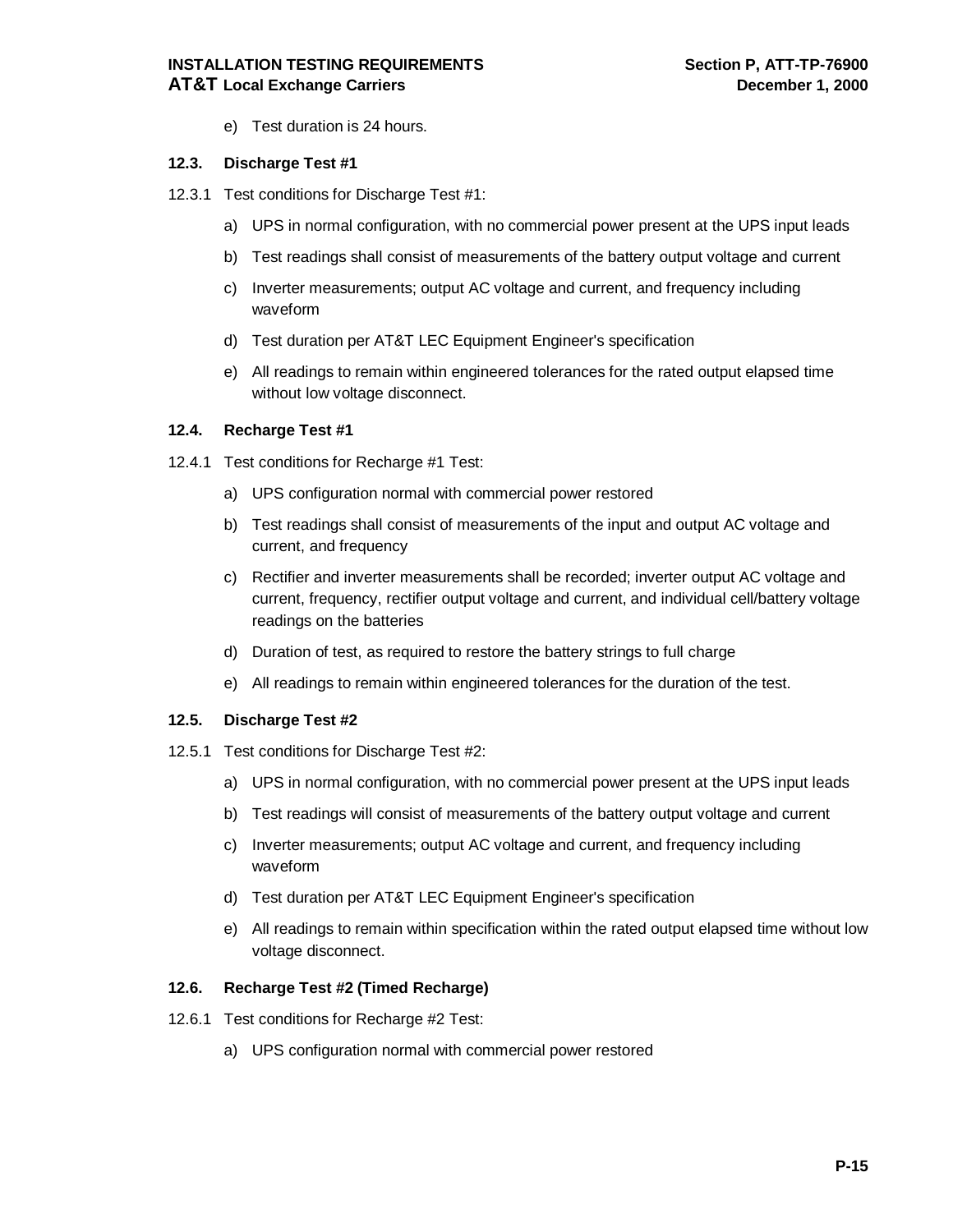e) Test duration is 24 hours.

### 12.3. Discharge Test #1

12.3.1 Test conditions for Discharge Test #1:

a) UPS in normal configuration, with no commercial power present at the UPS input leads

b) Test readings shall consist of measurements of the battery output voltage and current

c) Inverter measurements; output AC voltage and current, and frequency including waveform

d) Test duration per AT&T LEC Equipment Engineer's specification

e) All readings to remain within engineered tolerances for the rated output elapsed time without low voltage disconnect.

### 12.4. Recharge Test #1

12.4.1 Test conditions for Recharge #1 Test:

a) UPS configuration normal with commercial power restored

b) Test readings shall consist of measurements of the input and output AC voltage and current, and frequency

c) Rectifier and inverter measurements shall be recorded; inverter output AC voltage and current, frequency, rectifier output voltage and current, and individual cell/battery voltage readings on the batteries

d) Duration of test, as required to restore the battery strings to full charge

e) All readings to remain within engineered tolerances for the duration of the test.

### 12.5. Discharge Test #2

12.5.1 Test conditions for Discharge Test #2:

a) UPS in normal configuration, with no commercial power present at the UPS input leads

b) Test readings will consist of measurements of the battery output voltage and current

c) Inverter measurements; output AC voltage and current, and frequency including waveform

d) Test duration per AT&T LEC Equipment Engineer's specification

e) All readings to remain within specification within the rated output elapsed time without low voltage disconnect.

### 12.6. Recharge Test #2 (Timed Recharge)

12.6.1 Test conditions for Recharge #2 Test:

a) UPS configuration normal with commercial power restored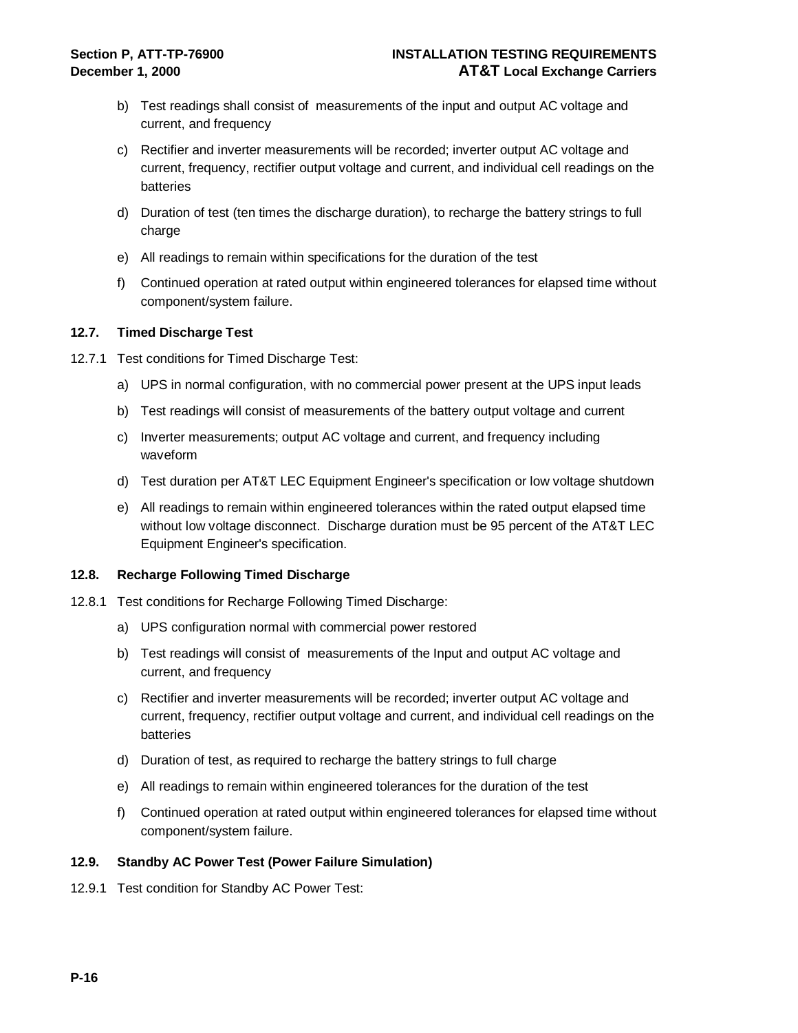b) Test readings shall consist of measurements of the input and output AC voltage and current, and frequency

c) Rectifier and inverter measurements will be recorded; inverter output AC voltage and current, frequency, rectifier output voltage and current, and individual cell readings on the batteries

d) Duration of test (ten times the discharge duration), to recharge the battery strings to full charge

e) All readings to remain within specifications for the duration of the test

f) Continued operation at rated output within engineered tolerances for elapsed time without component/system failure.

### 12.7. Timed Discharge Test

12.7.1 Test conditions for Timed Discharge Test:

a) UPS in normal configuration, with no commercial power present at the UPS input leads

b) Test readings will consist of measurements of the battery output voltage and current

c) Inverter measurements; output AC voltage and current, and frequency including waveform

d) Test duration per AT&T LEC Equipment Engineer's specification or low voltage shutdown

e) All readings to remain within engineered tolerances within the rated output elapsed time without low voltage disconnect. Discharge duration must be 95 percent of the AT&T LEC Equipment Engineer's specification.

### 12.8. Recharge Following Timed Discharge

12.8.1 Test conditions for Recharge Following Timed Discharge:

a) UPS configuration normal with commercial power restored

b) Test readings will consist of measurements of the Input and output AC voltage and current, and frequency

c) Rectifier and inverter measurements will be recorded; inverter output AC voltage and current, frequency, rectifier output voltage and current, and individual cell readings on the batteries

d) Duration of test, as required to recharge the battery strings to full charge

e) All readings to remain within engineered tolerances for the duration of the test

f) Continued operation at rated output within engineered tolerances for elapsed time without component/system failure.

### 12.9. Standby AC Power Test (Power Failure Simulation)

12.9.1 Test condition for Standby AC Power Test: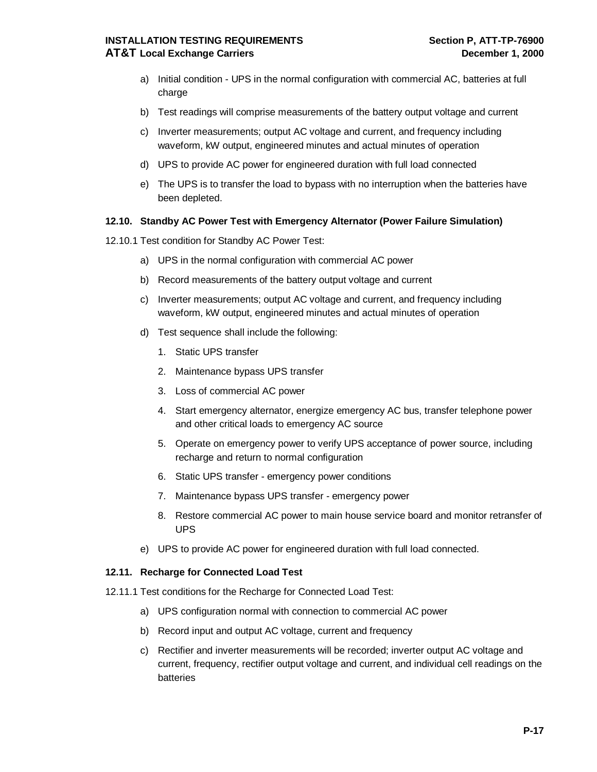a) Initial condition - UPS in the normal configuration with commercial AC, batteries at full charge

b) Test readings will comprise measurements of the battery output voltage and current

c) Inverter measurements; output AC voltage and current, and frequency including waveform, kW output, engineered minutes and actual minutes of operation

d) UPS to provide AC power for engineered duration with full load connected

e) The UPS is to transfer the load to bypass with no interruption when the batteries have been depleted.

### 12.10. Standby AC Power Test with Emergency Alternator (Power Failure Simulation)

12.10.1 Test condition for Standby AC Power Test:

a) UPS in the normal configuration with commercial AC power

b) Record measurements of the battery output voltage and current

c) Inverter measurements; output AC voltage and current, and frequency including waveform, kW output, engineered minutes and actual minutes of operation

d) Test sequence shall include the following:

   1. Static UPS transfer
   2. Maintenance bypass UPS transfer
   3. Loss of commercial AC power
   4. Start emergency alternator, energize emergency AC bus, transfer telephone power and other critical loads to emergency AC source
   5. Operate on emergency power to verify UPS acceptance of power source, including recharge and return to normal configuration
   6. Static UPS transfer - emergency power conditions
   7. Maintenance bypass UPS transfer - emergency power
   8. Restore commercial AC power to main house service board and monitor retransfer of UPS

e) UPS to provide AC power for engineered duration with full load connected.

### 12.11. Recharge for Connected Load Test

12.11.1 Test conditions for the Recharge for Connected Load Test:

a) UPS configuration normal with connection to commercial AC power

b) Record input and output AC voltage, current and frequency

c) Rectifier and inverter measurements will be recorded; inverter output AC voltage and current, frequency, rectifier output voltage and current, and individual cell readings on the batteries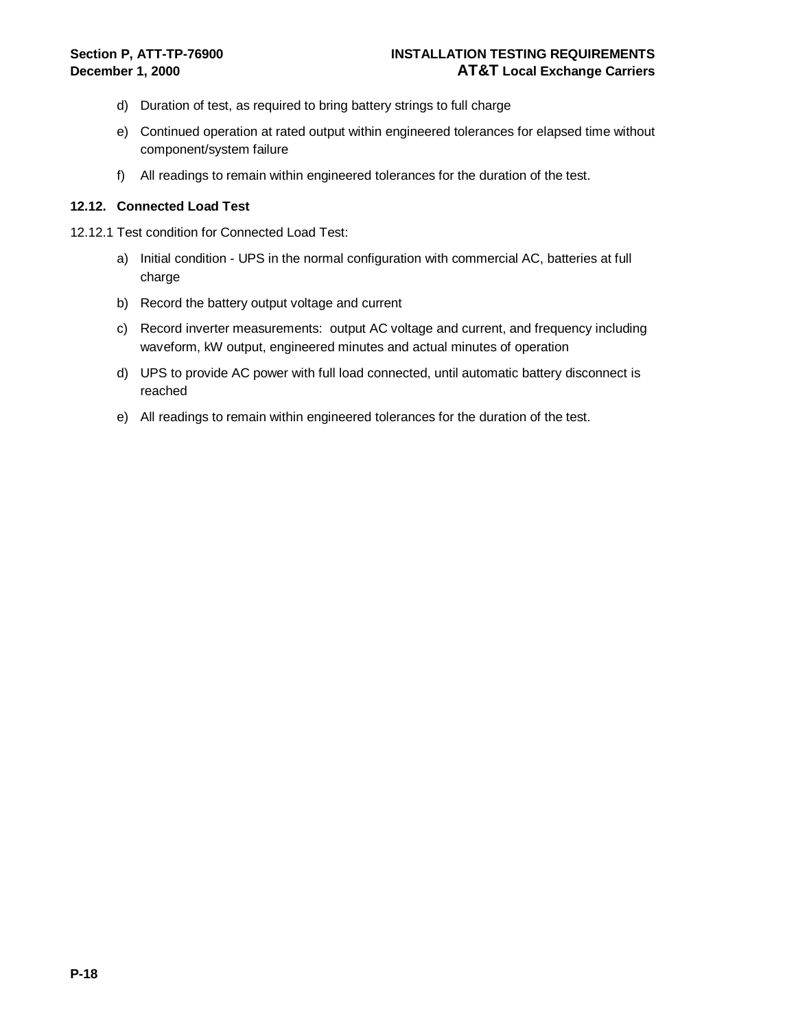d) Duration of test, as required to bring battery strings to full charge

e) Continued operation at rated output within engineered tolerances for elapsed time without component/system failure

f) All readings to remain within engineered tolerances for the duration of the test.

### 12.12. Connected Load Test

12.12.1 Test condition for Connected Load Test:

a) Initial condition - UPS in the normal configuration with commercial AC, batteries at full charge

b) Record the battery output voltage and current

c) Record inverter measurements: output AC voltage and current, and frequency including waveform, kW output, engineered minutes and actual minutes of operation

d) UPS to provide AC power with full load connected, until automatic battery disconnect is reached

e) All readings to remain within engineered tolerances for the duration of the test.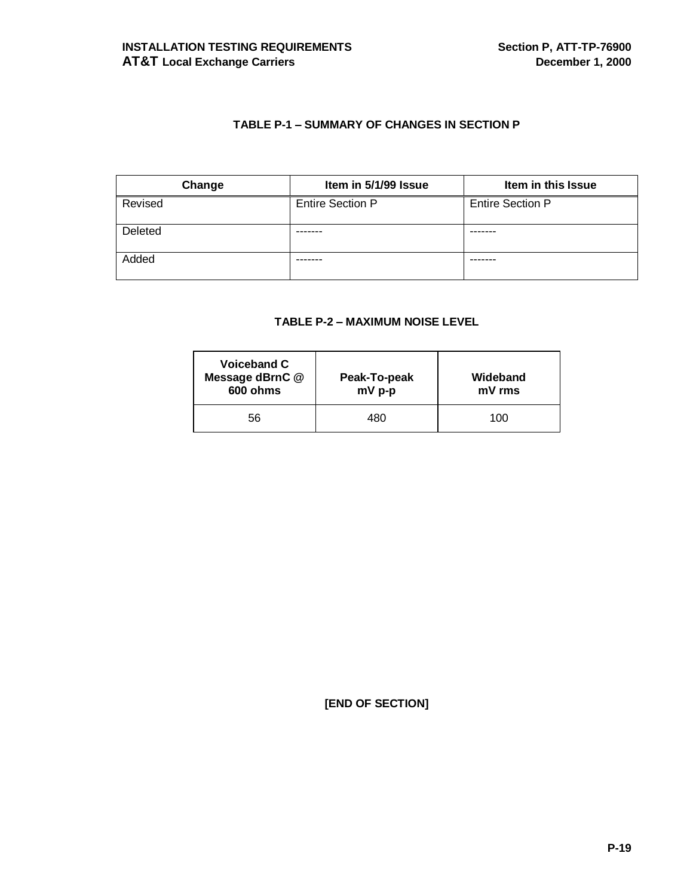### TABLE P-1 – SUMMARY OF CHANGES IN SECTION P

| Change | Item in 5/1/99 Issue | Item in this Issue |
| --- | --- | --- |
| Revised | Entire Section P | Entire Section P |
| Deleted | ------- | ------- |
| Added | ------- | ------- |

### TABLE P-2 – MAXIMUM NOISE LEVEL

| Voiceband C Message dBrnC @ 600 ohms | Peak-To-peak mV p-p | Wideband mV rms |
| --- | --- | --- |
| 56 | 480 | 100 |

**[END OF SECTION]**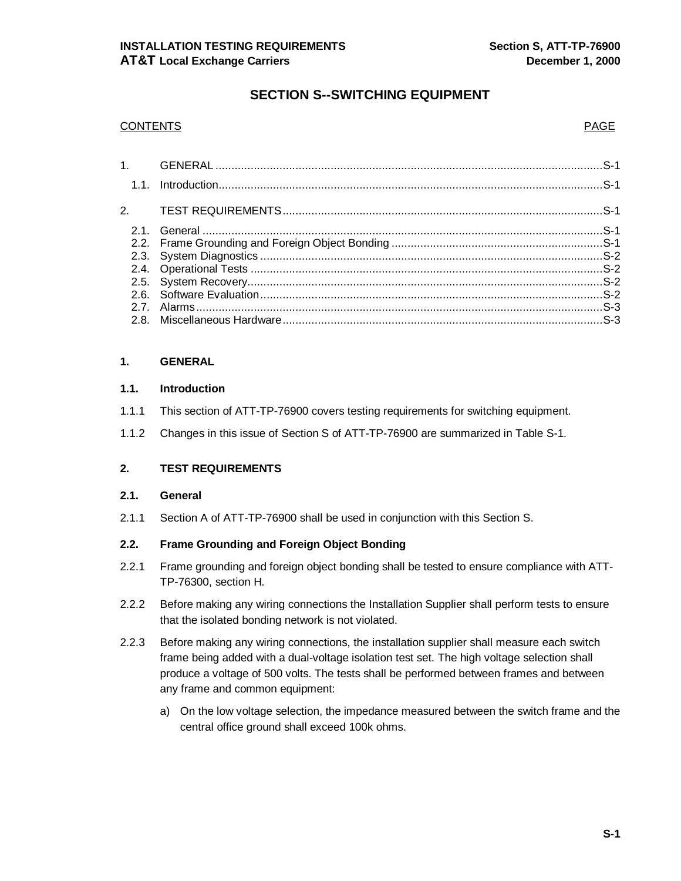# SECTION S--SWITCHING EQUIPMENT

CONTENTS PAGE

| | | |
|---|---|---|
| 1. | GENERAL | S-1 |
| 1.1. | Introduction | S-1 |
| 2. | TEST REQUIREMENTS | S-1 |
| 2.1. | General | S-1 |
| 2.2. | Frame Grounding and Foreign Object Bonding | S-1 |
| 2.3. | System Diagnostics | S-2 |
| 2.4. | Operational Tests | S-2 |
| 2.5. | System Recovery | S-2 |
| 2.6. | Software Evaluation | S-2 |
| 2.7. | Alarms | S-3 |
| 2.8. | Miscellaneous Hardware | S-3 |

## 1. GENERAL

### 1.1. Introduction

1.1.1 This section of ATT-TP-76900 covers testing requirements for switching equipment.

1.1.2 Changes in this issue of Section S of ATT-TP-76900 are summarized in Table S-1.

## 2. TEST REQUIREMENTS

### 2.1. General

2.1.1 Section A of ATT-TP-76900 shall be used in conjunction with this Section S.

### 2.2. Frame Grounding and Foreign Object Bonding

2.2.1 Frame grounding and foreign object bonding shall be tested to ensure compliance with ATT-TP-76300, section H.

2.2.2 Before making any wiring connections the Installation Supplier shall perform tests to ensure that the isolated bonding network is not violated.

2.2.3 Before making any wiring connections, the installation supplier shall measure each switch frame being added with a dual-voltage isolation test set. The high voltage selection shall produce a voltage of 500 volts. The tests shall be performed between frames and between any frame and common equipment:

a) On the low voltage selection, the impedance measured between the switch frame and the central office ground shall exceed 100k ohms.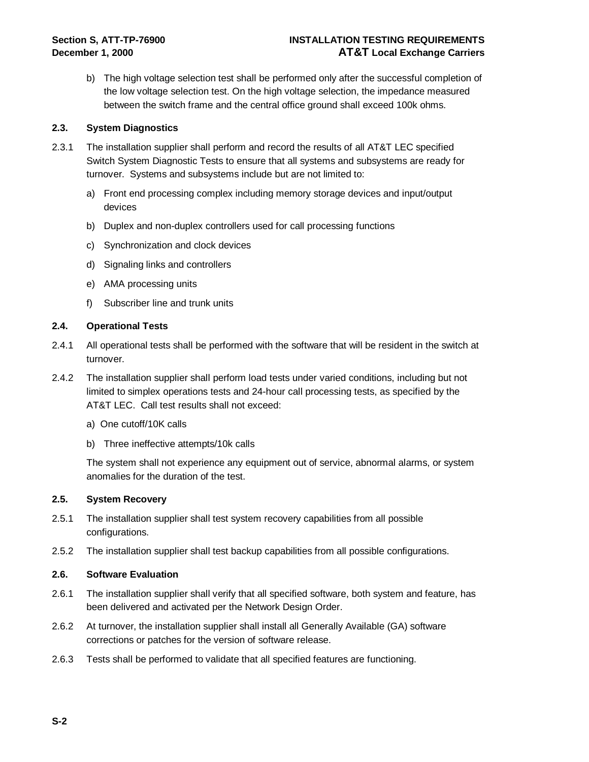b) The high voltage selection test shall be performed only after the successful completion of the low voltage selection test. On the high voltage selection, the impedance measured between the switch frame and the central office ground shall exceed 100k ohms.

### 2.3. System Diagnostics

2.3.1 The installation supplier shall perform and record the results of all AT&T LEC specified Switch System Diagnostic Tests to ensure that all systems and subsystems are ready for turnover. Systems and subsystems include but are not limited to:

a) Front end processing complex including memory storage devices and input/output devices

b) Duplex and non-duplex controllers used for call processing functions

c) Synchronization and clock devices

d) Signaling links and controllers

e) AMA processing units

f) Subscriber line and trunk units

### 2.4. Operational Tests

2.4.1 All operational tests shall be performed with the software that will be resident in the switch at turnover.

2.4.2 The installation supplier shall perform load tests under varied conditions, including but not limited to simplex operations tests and 24-hour call processing tests, as specified by the AT&T LEC. Call test results shall not exceed:

a) One cutoff/10K calls

b) Three ineffective attempts/10k calls

The system shall not experience any equipment out of service, abnormal alarms, or system anomalies for the duration of the test.

### 2.5. System Recovery

2.5.1 The installation supplier shall test system recovery capabilities from all possible configurations.

2.5.2 The installation supplier shall test backup capabilities from all possible configurations.

### 2.6. Software Evaluation

2.6.1 The installation supplier shall verify that all specified software, both system and feature, has been delivered and activated per the Network Design Order.

2.6.2 At turnover, the installation supplier shall install all Generally Available (GA) software corrections or patches for the version of software release.

2.6.3 Tests shall be performed to validate that all specified features are functioning.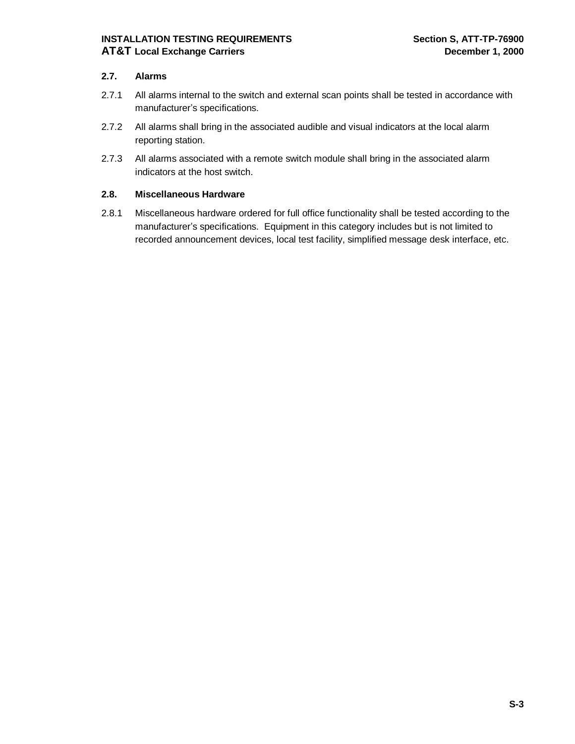### 2.7. Alarms

2.7.1 All alarms internal to the switch and external scan points shall be tested in accordance with manufacturer's specifications.

2.7.2 All alarms shall bring in the associated audible and visual indicators at the local alarm reporting station.

2.7.3 All alarms associated with a remote switch module shall bring in the associated alarm indicators at the host switch.

### 2.8. Miscellaneous Hardware

2.8.1 Miscellaneous hardware ordered for full office functionality shall be tested according to the manufacturer's specifications. Equipment in this category includes but is not limited to recorded announcement devices, local test facility, simplified message desk interface, etc.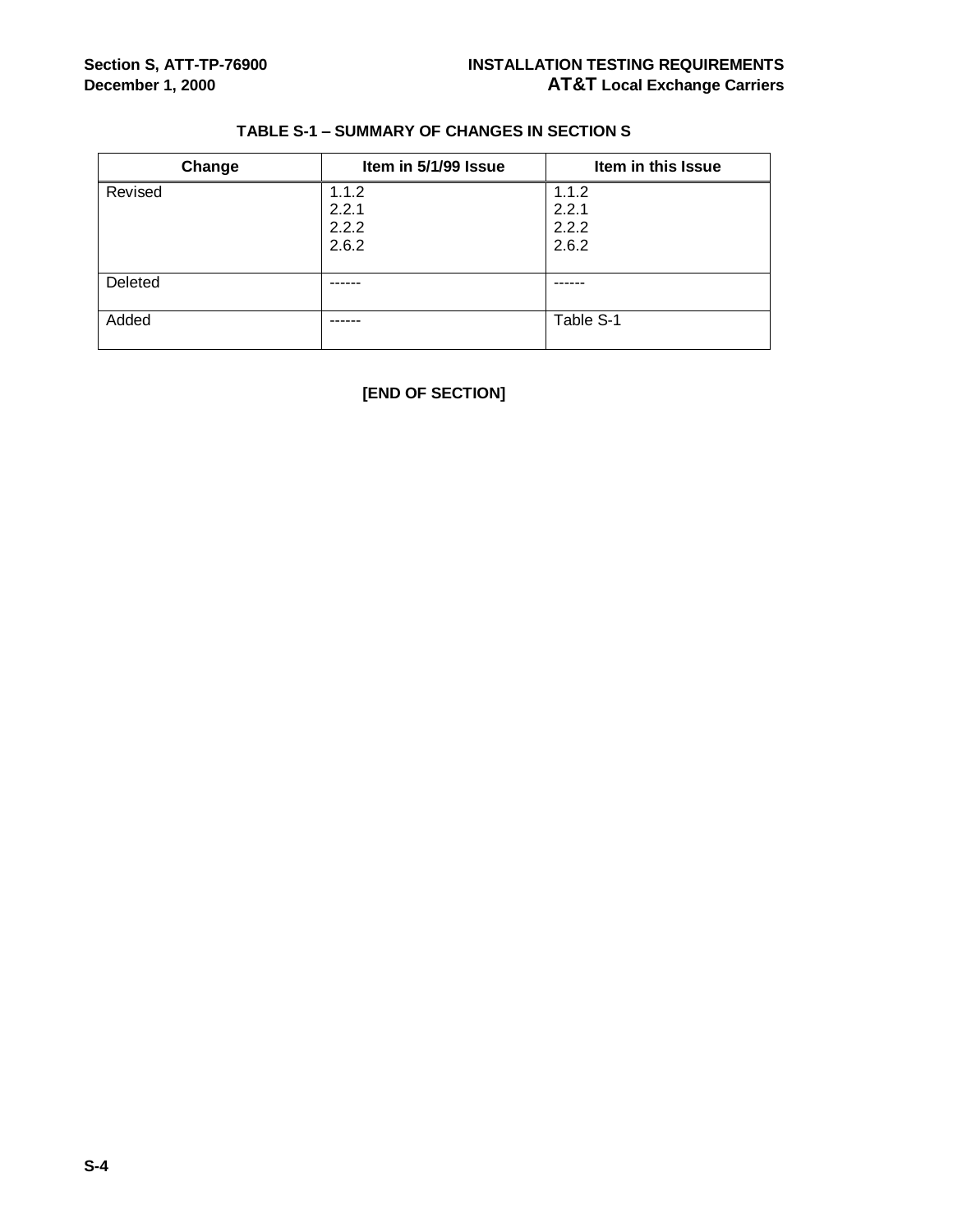**TABLE S-1 – SUMMARY OF CHANGES IN SECTION S**

| Change | Item in 5/1/99 Issue | Item in this Issue |
|---|---|---|
| Revised | 1.1.2<br>2.2.1<br>2.2.2<br>2.6.2 | 1.1.2<br>2.2.1<br>2.2.2<br>2.6.2 |
| Deleted | ------ | ------ |
| Added | ------ | Table S-1 |

**[END OF SECTION]**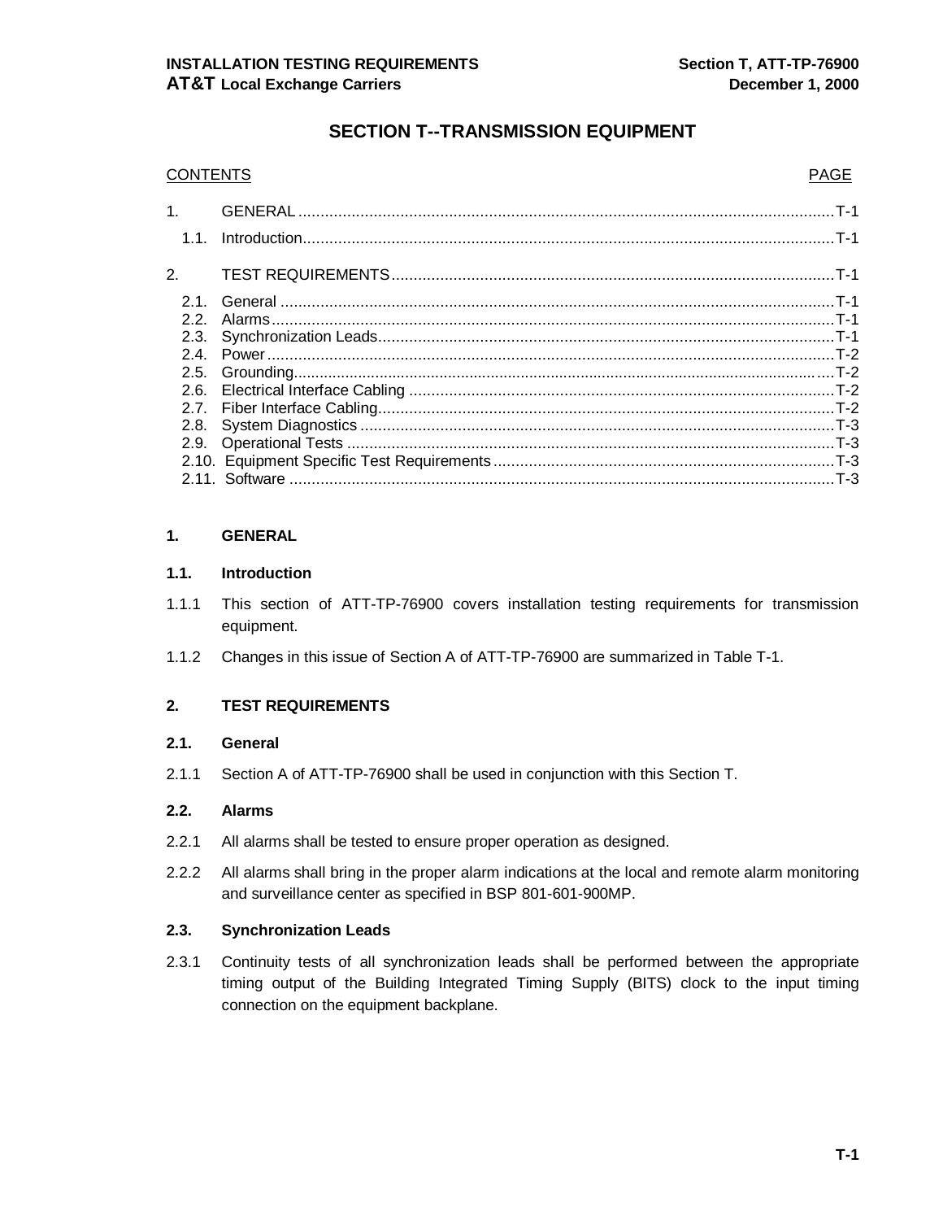# SECTION T--TRANSMISSION EQUIPMENT

| CONTENTS | | PAGE |
|---|---|---|
| 1. | GENERAL | T-1 |
| 1.1. | Introduction | T-1 |
| 2. | TEST REQUIREMENTS | T-1 |
| 2.1. | General | T-1 |
| 2.2. | Alarms | T-1 |
| 2.3. | Synchronization Leads | T-1 |
| 2.4. | Power | T-2 |
| 2.5. | Grounding | T-2 |
| 2.6. | Electrical Interface Cabling | T-2 |
| 2.7. | Fiber Interface Cabling | T-2 |
| 2.8. | System Diagnostics | T-3 |
| 2.9. | Operational Tests | T-3 |
| 2.10. | Equipment Specific Test Requirements | T-3 |
| 2.11. | Software | T-3 |

## 1. GENERAL

### 1.1. Introduction

1.1.1 This section of ATT-TP-76900 covers installation testing requirements for transmission equipment.

1.1.2 Changes in this issue of Section A of ATT-TP-76900 are summarized in Table T-1.

## 2. TEST REQUIREMENTS

### 2.1. General

2.1.1 Section A of ATT-TP-76900 shall be used in conjunction with this Section T.

### 2.2. Alarms

2.2.1 All alarms shall be tested to ensure proper operation as designed.

2.2.2 All alarms shall bring in the proper alarm indications at the local and remote alarm monitoring and surveillance center as specified in BSP 801-601-900MP.

### 2.3. Synchronization Leads

2.3.1 Continuity tests of all synchronization leads shall be performed between the appropriate timing output of the Building Integrated Timing Supply (BITS) clock to the input timing connection on the equipment backplane.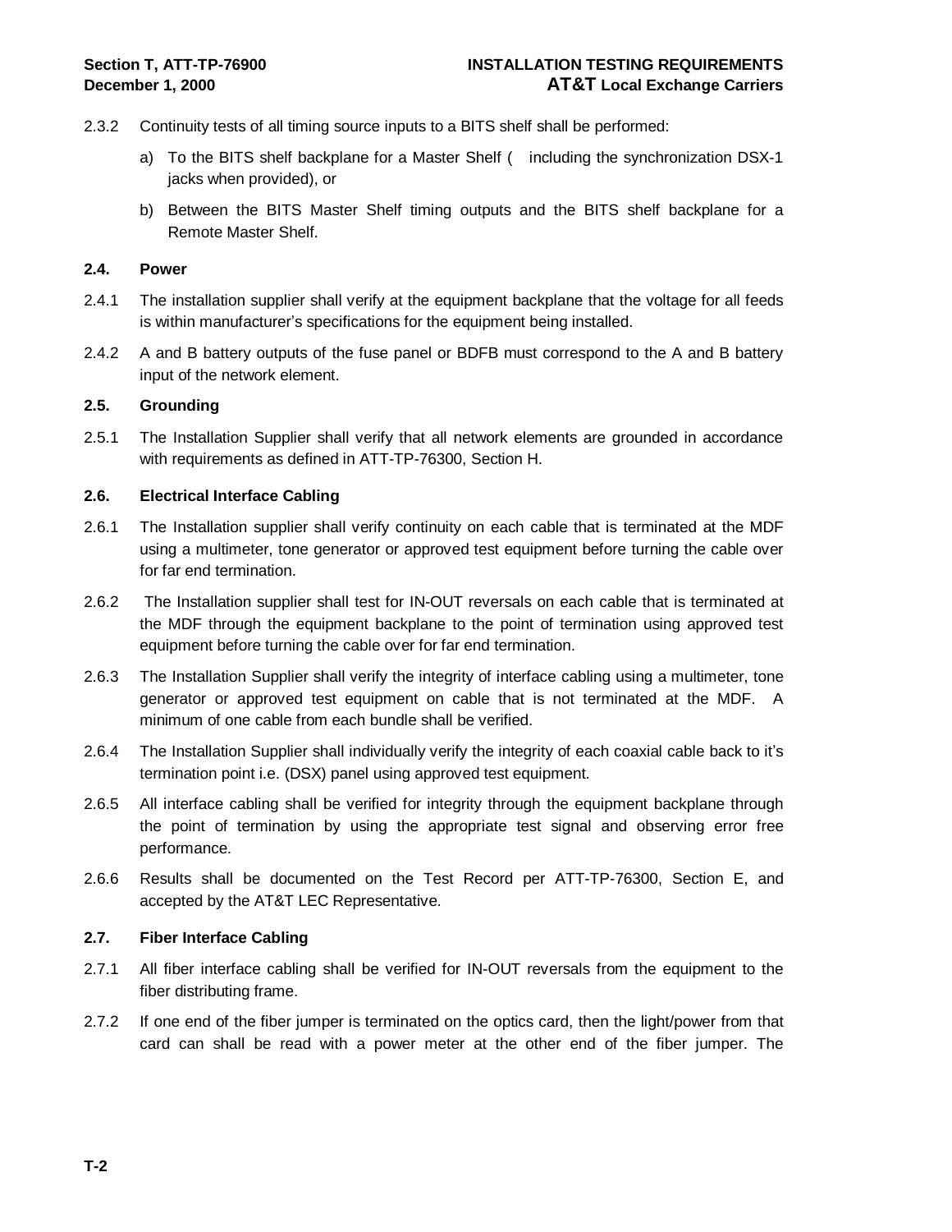2.3.2 Continuity tests of all timing source inputs to a BITS shelf shall be performed:

a) To the BITS shelf backplane for a Master Shelf ( including the synchronization DSX-1 jacks when provided), or

b) Between the BITS Master Shelf timing outputs and the BITS shelf backplane for a Remote Master Shelf.

### 2.4. Power

2.4.1 The installation supplier shall verify at the equipment backplane that the voltage for all feeds is within manufacturer's specifications for the equipment being installed.

2.4.2 A and B battery outputs of the fuse panel or BDFB must correspond to the A and B battery input of the network element.

### 2.5. Grounding

2.5.1 The Installation Supplier shall verify that all network elements are grounded in accordance with requirements as defined in ATT-TP-76300, Section H.

### 2.6. Electrical Interface Cabling

2.6.1 The Installation supplier shall verify continuity on each cable that is terminated at the MDF using a multimeter, tone generator or approved test equipment before turning the cable over for far end termination.

2.6.2 The Installation supplier shall test for IN-OUT reversals on each cable that is terminated at the MDF through the equipment backplane to the point of termination using approved test equipment before turning the cable over for far end termination.

2.6.3 The Installation Supplier shall verify the integrity of interface cabling using a multimeter, tone generator or approved test equipment on cable that is not terminated at the MDF. A minimum of one cable from each bundle shall be verified.

2.6.4 The Installation Supplier shall individually verify the integrity of each coaxial cable back to it's termination point i.e. (DSX) panel using approved test equipment.

2.6.5 All interface cabling shall be verified for integrity through the equipment backplane through the point of termination by using the appropriate test signal and observing error free performance.

2.6.6 Results shall be documented on the Test Record per ATT-TP-76300, Section E, and accepted by the AT&T LEC Representative.

### 2.7. Fiber Interface Cabling

2.7.1 All fiber interface cabling shall be verified for IN-OUT reversals from the equipment to the fiber distributing frame.

2.7.2 If one end of the fiber jumper is terminated on the optics card, then the light/power from that card can shall be read with a power meter at the other end of the fiber jumper. The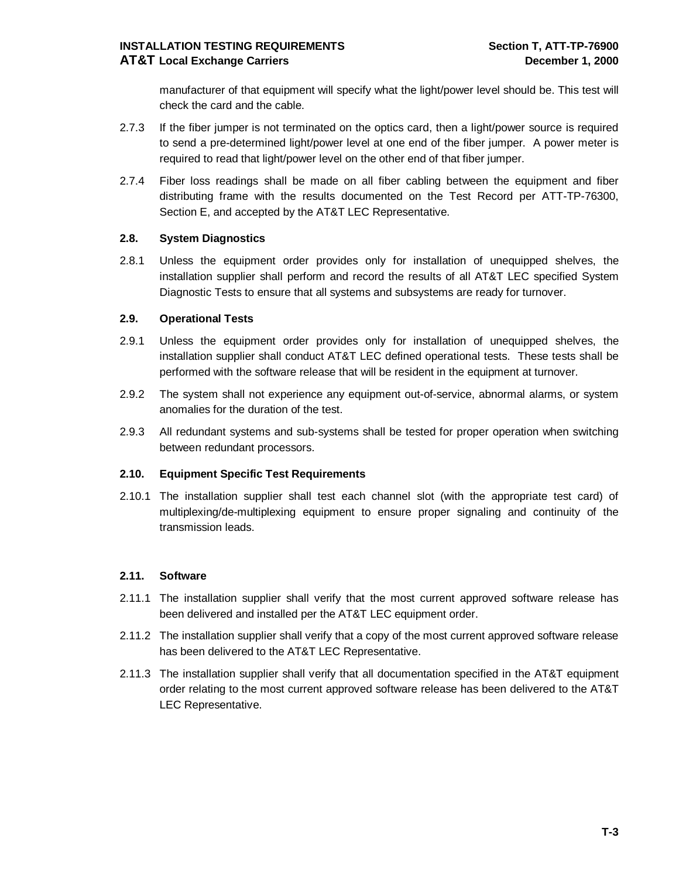manufacturer of that equipment will specify what the light/power level should be. This test will check the card and the cable.

2.7.3 If the fiber jumper is not terminated on the optics card, then a light/power source is required to send a pre-determined light/power level at one end of the fiber jumper. A power meter is required to read that light/power level on the other end of that fiber jumper.

2.7.4 Fiber loss readings shall be made on all fiber cabling between the equipment and fiber distributing frame with the results documented on the Test Record per ATT-TP-76300, Section E, and accepted by the AT&T LEC Representative.

### 2.8. System Diagnostics

2.8.1 Unless the equipment order provides only for installation of unequipped shelves, the installation supplier shall perform and record the results of all AT&T LEC specified System Diagnostic Tests to ensure that all systems and subsystems are ready for turnover.

### 2.9. Operational Tests

2.9.1 Unless the equipment order provides only for installation of unequipped shelves, the installation supplier shall conduct AT&T LEC defined operational tests. These tests shall be performed with the software release that will be resident in the equipment at turnover.

2.9.2 The system shall not experience any equipment out-of-service, abnormal alarms, or system anomalies for the duration of the test.

2.9.3 All redundant systems and sub-systems shall be tested for proper operation when switching between redundant processors.

### 2.10. Equipment Specific Test Requirements

2.10.1 The installation supplier shall test each channel slot (with the appropriate test card) of multiplexing/de-multiplexing equipment to ensure proper signaling and continuity of the transmission leads.

### 2.11. Software

2.11.1 The installation supplier shall verify that the most current approved software release has been delivered and installed per the AT&T LEC equipment order.

2.11.2 The installation supplier shall verify that a copy of the most current approved software release has been delivered to the AT&T LEC Representative.

2.11.3 The installation supplier shall verify that all documentation specified in the AT&T equipment order relating to the most current approved software release has been delivered to the AT&T LEC Representative.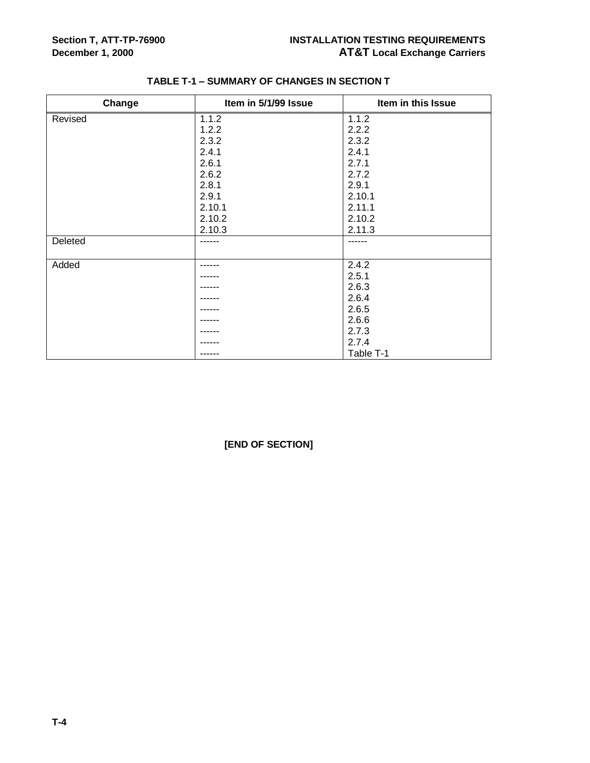**TABLE T-1 – SUMMARY OF CHANGES IN SECTION T**

| Change | Item in 5/1/99 Issue | Item in this Issue |
| --- | --- | --- |
| Revised | 1.1.2 | 1.1.2 |
| | 1.2.2 | 2.2.2 |
| | 2.3.2 | 2.3.2 |
| | 2.4.1 | 2.4.1 |
| | 2.6.1 | 2.7.1 |
| | 2.6.2 | 2.7.2 |
| | 2.8.1 | 2.9.1 |
| | 2.9.1 | 2.10.1 |
| | 2.10.1 | 2.11.1 |
| | 2.10.2 | 2.10.2 |
| | 2.10.3 | 2.11.3 |
| Deleted | ------ | ------ |
| Added | ------ | 2.4.2 |
| | ------ | 2.5.1 |
| | ------ | 2.6.3 |
| | ------ | 2.6.4 |
| | ------ | 2.6.5 |
| | ------ | 2.6.6 |
| | ------ | 2.7.3 |
| | ------ | 2.7.4 |
| | ------ | Table T-1 |

**[END OF SECTION]**